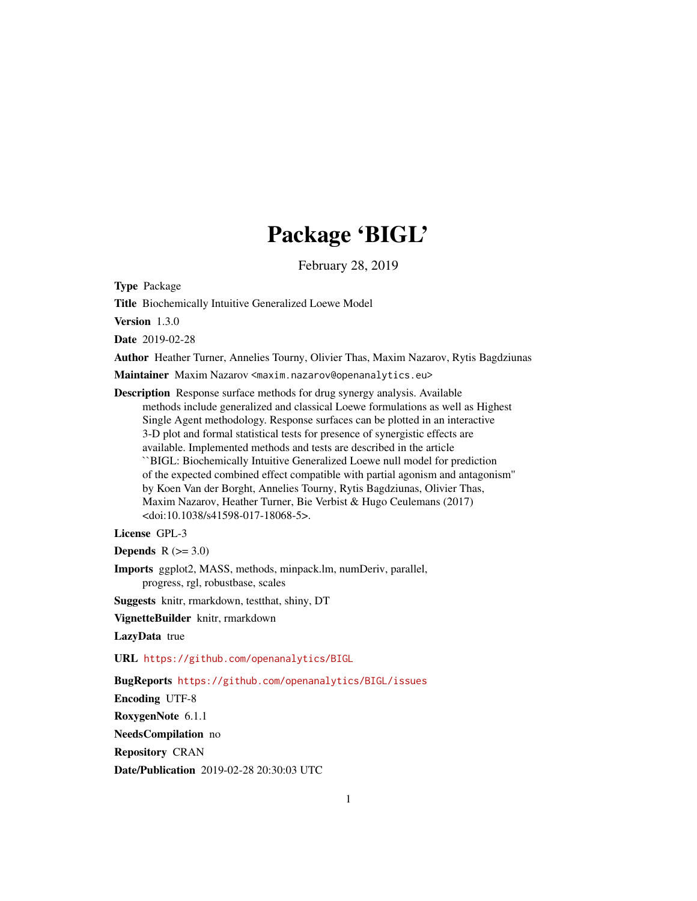# Package 'BIGL'

February 28, 2019

**Type** Package

**Title** Biochemically Intuitive Generalized Loewe Model

**Version** 1.3.0

**Date** 2019-02-28

**Author** Heather Turner, Annelies Tourny, Olivier Thas, Maxim Nazarov, Rytis Bagdziunas

**Maintainer** Maxim Nazarov <maxim.nazarov@openanalytics.eu>

**Description** Response surface methods for drug synergy analysis. Available methods include generalized and classical Loewe formulations as well as Highest Single Agent methodology. Response surfaces can be plotted in an interactive 3-D plot and formal statistical tests for presence of synergistic effects are available. Implemented methods and tests are described in the article ``BIGL: Biochemically Intuitive Generalized Loewe null model for prediction of the expected combined effect compatible with partial agonism and antagonism'' by Koen Van der Borght, Annelies Tourny, Rytis Bagdziunas, Olivier Thas, Maxim Nazarov, Heather Turner, Bie Verbist & Hugo Ceulemans (2017) <doi:10.1038/s41598-017-18068-5>.

**License** GPL-3

**Depends** R (>= 3.0)

**Imports** ggplot2, MASS, methods, minpack.lm, numDeriv, parallel, progress, rgl, robustbase, scales

**Suggests** knitr, rmarkdown, testthat, shiny, DT

**VignetteBuilder** knitr, rmarkdown

**LazyData** true

**URL** https://github.com/openanalytics/BIGL

**BugReports** https://github.com/openanalytics/BIGL/issues

**Encoding** UTF-8

**RoxygenNote** 6.1.1

**NeedsCompilation** no

**Repository** CRAN

**Date/Publication** 2019-02-28 20:30:03 UTC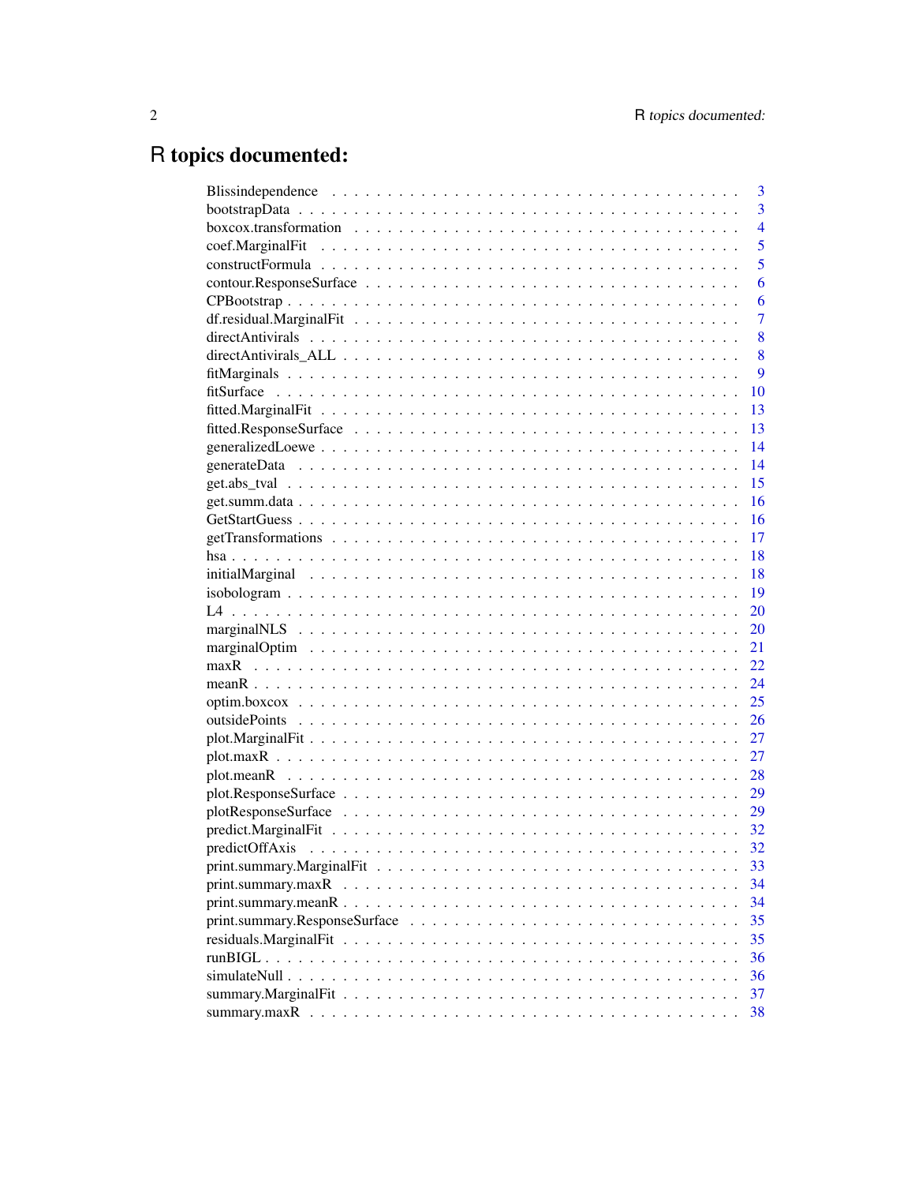# R topics documented:

| Topic | Page |
|---|---|
| Blissindependence | 3 |
| bootstrapData | 3 |
| boxcox.transformation | 4 |
| coef.MarginalFit | 5 |
| constructFormula | 5 |
| contour.ResponseSurface | 6 |
| CPBootstrap | 6 |
| df.residual.MarginalFit | 7 |
| directAntivirals | 8 |
| directAntivirals_ALL | 8 |
| fitMarginals | 9 |
| fitSurface | 10 |
| fitted.MarginalFit | 13 |
| fitted.ResponseSurface | 13 |
| generalizedLoewe | 14 |
| generateData | 14 |
| get.abs_tval | 15 |
| get.summ.data | 16 |
| GetStartGuess | 16 |
| getTransformations | 17 |
| hsa | 18 |
| initialMarginal | 18 |
| isobologram | 19 |
| L4 | 20 |
| marginalNLS | 20 |
| marginalOptim | 21 |
| maxR | 22 |
| meanR | 24 |
| optim.boxcox | 25 |
| outsidePoints | 26 |
| plot.MarginalFit | 27 |
| plot.maxR | 27 |
| plot.meanR | 28 |
| plot.ResponseSurface | 29 |
| plotResponseSurface | 29 |
| predict.MarginalFit | 32 |
| predictOffAxis | 32 |
| print.summary.MarginalFit | 33 |
| print.summary.maxR | 34 |
| print.summary.meanR | 34 |
| print.summary.ResponseSurface | 35 |
| residuals.MarginalFit | 35 |
| runBIGL | 36 |
| simulateNull | 36 |
| summary.MarginalFit | 37 |
| summary.maxR | 38 |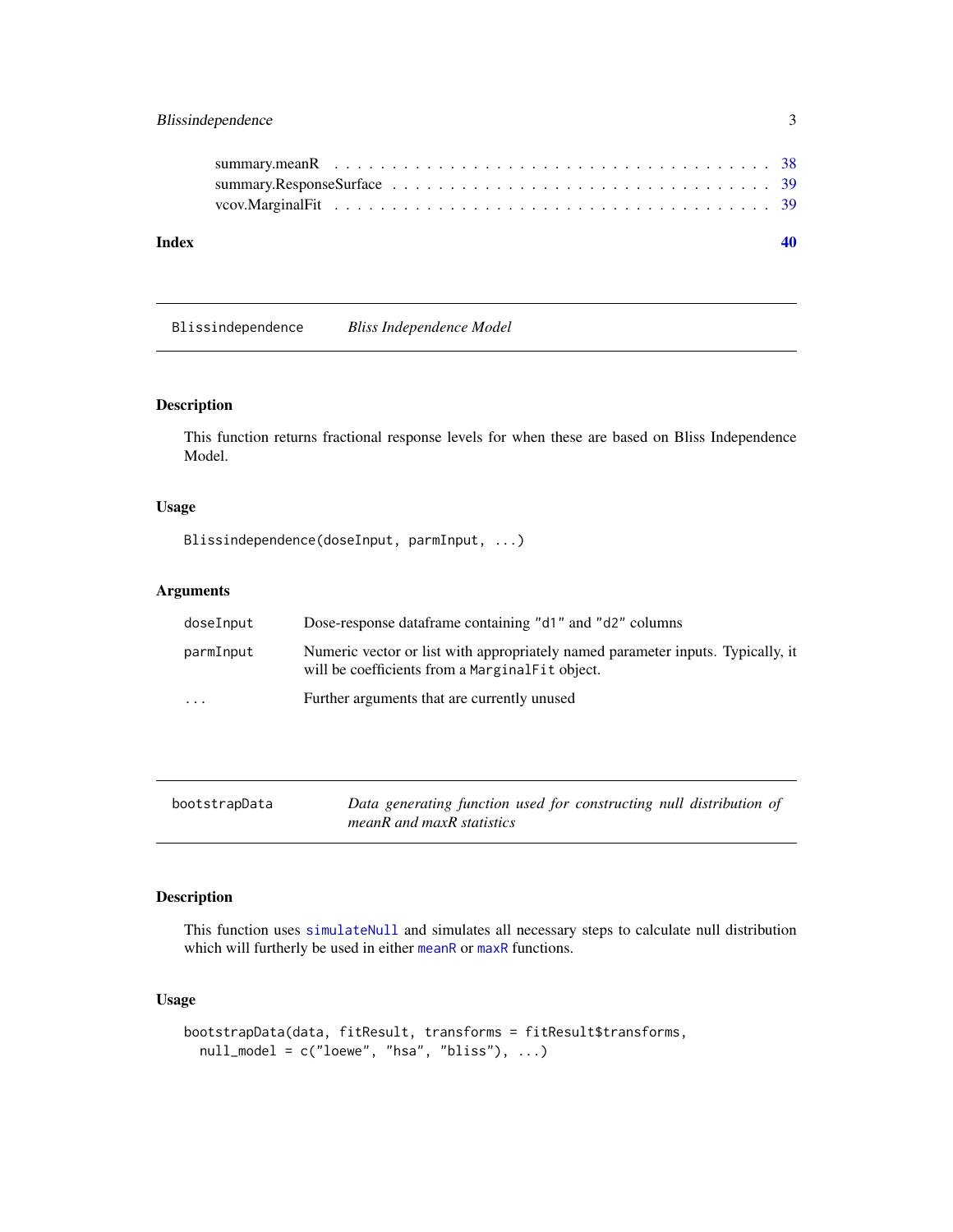summary.meanR . . . . . . . . . . . . . . . . . . . . . . . . . . . . . . . . . . 38
summary.ResponseSurface . . . . . . . . . . . . . . . . . . . . . . . . . . . . . 39
vcov.MarginalFit . . . . . . . . . . . . . . . . . . . . . . . . . . . . . . . . . 39

**Index** **40**

---

## Blissindependence *Bliss Independence Model*

### Description

This function returns fractional response levels for when these are based on Bliss Independence Model.

### Usage

```
Blissindependence(doseInput, parmInput, ...)
```

### Arguments

| | |
|---|---|
| doseInput | Dose-response dataframe containing "d1" and "d2" columns |
| parmInput | Numeric vector or list with appropriately named parameter inputs. Typically, it will be coefficients from a MarginalFit object. |
| ... | Further arguments that are currently unused |

---

## bootstrapData *Data generating function used for constructing null distribution of meanR and maxR statistics*

### Description

This function uses simulateNull and simulates all necessary steps to calculate null distribution which will furtherly be used in either meanR or maxR functions.

### Usage

```
bootstrapData(data, fitResult, transforms = fitResult$transforms,
  null_model = c("loewe", "hsa", "bliss"), ...)
```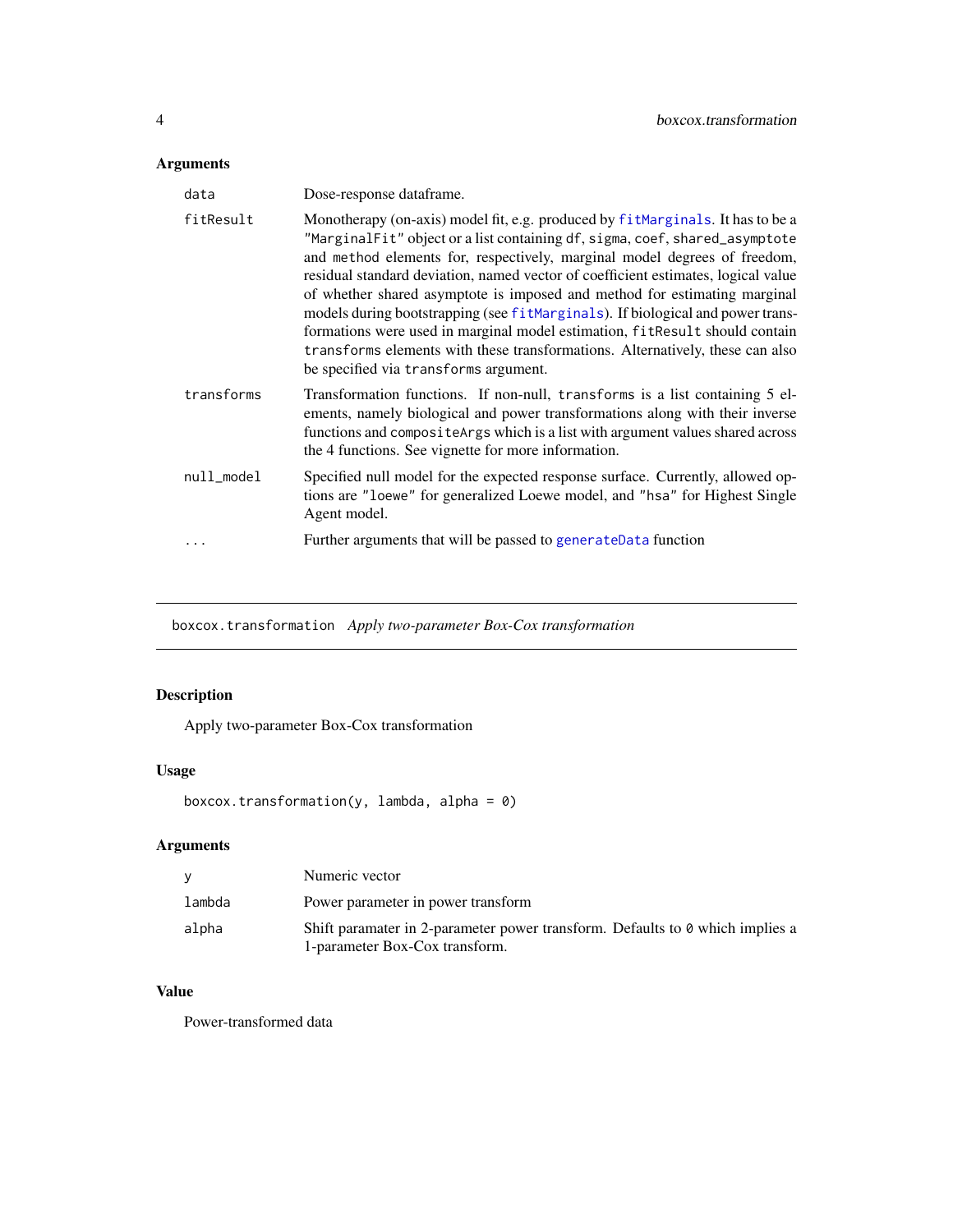## Arguments

| | |
|---|---|
| data | Dose-response dataframe. |
| fitResult | Monotherapy (on-axis) model fit, e.g. produced by `fitMarginals`. It has to be a `"MarginalFit"` object or a list containing `df`, `sigma`, `coef`, `shared_asymptote` and `method` elements for, respectively, marginal model degrees of freedom, residual standard deviation, named vector of coefficient estimates, logical value of whether shared asymptote is imposed and method for estimating marginal models during bootstrapping (see `fitMarginals`). If biological and power transformations were used in marginal model estimation, `fitResult` should contain `transforms` elements with these transformations. Alternatively, these can also be specified via `transforms` argument. |
| transforms | Transformation functions. If non-null, `transforms` is a list containing 5 elements, namely biological and power transformations along with their inverse functions and `compositeArgs` which is a list with argument values shared across the 4 functions. See vignette for more information. |
| null_model | Specified null model for the expected response surface. Currently, allowed options are `"loewe"` for generalized Loewe model, and `"hsa"` for Highest Single Agent model. |
| ... | Further arguments that will be passed to `generateData` function |

---

# boxcox.transformation *Apply two-parameter Box-Cox transformation*

## Description

Apply two-parameter Box-Cox transformation

## Usage

```
boxcox.transformation(y, lambda, alpha = 0)
```

## Arguments

| | |
|---|---|
| y | Numeric vector |
| lambda | Power parameter in power transform |
| alpha | Shift paramater in 2-parameter power transform. Defaults to `0` which implies a 1-parameter Box-Cox transform. |

## Value

Power-transformed data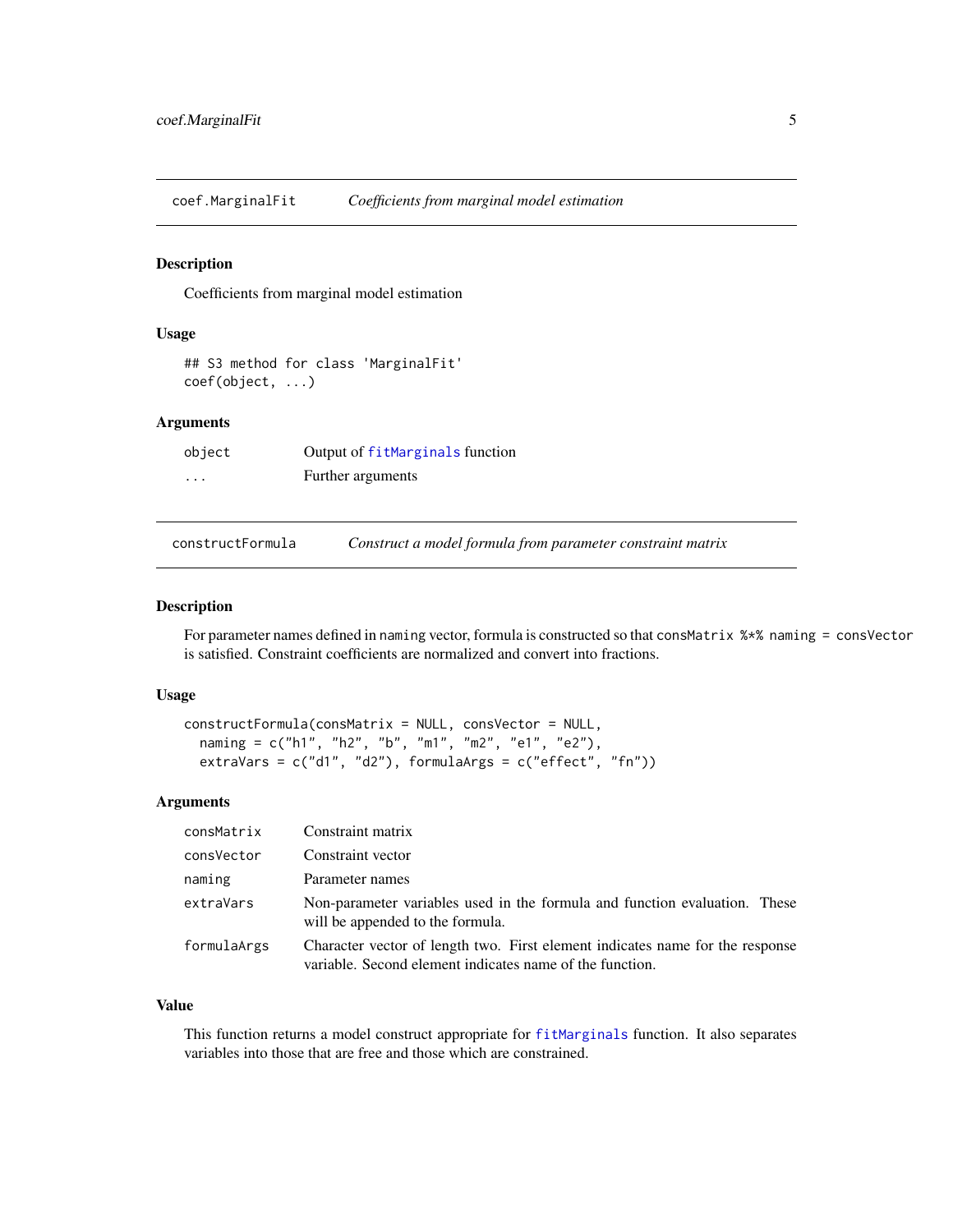## coef.MarginalFit — *Coefficients from marginal model estimation*

### Description

Coefficients from marginal model estimation

### Usage

```
## S3 method for class 'MarginalFit'
coef(object, ...)
```

### Arguments

| | |
|---|---|
| `object` | Output of `fitMarginals` function |
| `...` | Further arguments |

## constructFormula — *Construct a model formula from parameter constraint matrix*

### Description

For parameter names defined in `naming` vector, formula is constructed so that `consMatrix %*% naming = consVector` is satisfied. Constraint coefficients are normalized and convert into fractions.

### Usage

```
constructFormula(consMatrix = NULL, consVector = NULL,
  naming = c("h1", "h2", "b", "m1", "m2", "e1", "e2"),
  extraVars = c("d1", "d2"), formulaArgs = c("effect", "fn"))
```

### Arguments

| | |
|---|---|
| `consMatrix` | Constraint matrix |
| `consVector` | Constraint vector |
| `naming` | Parameter names |
| `extraVars` | Non-parameter variables used in the formula and function evaluation. These will be appended to the formula. |
| `formulaArgs` | Character vector of length two. First element indicates name for the response variable. Second element indicates name of the function. |

### Value

This function returns a model construct appropriate for `fitMarginals` function. It also separates variables into those that are free and those which are constrained.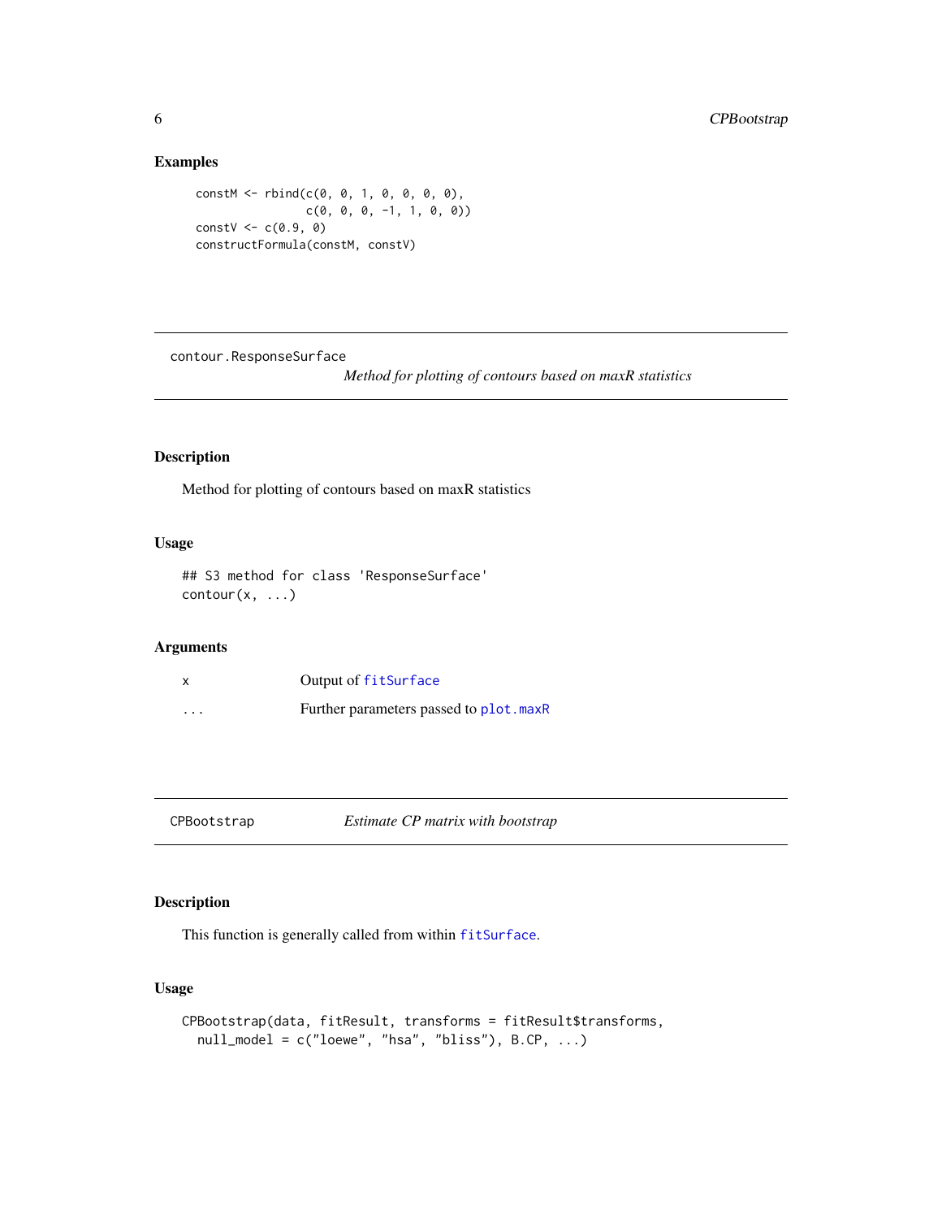## Examples

```
constM <- rbind(c(0, 0, 1, 0, 0, 0, 0),
                c(0, 0, 0, -1, 1, 0, 0))
constV <- c(0.9, 0)
constructFormula(constM, constV)
```

---

contour.ResponseSurface &nbsp;&nbsp;&nbsp;&nbsp; *Method for plotting of contours based on maxR statistics*

---

### Description

Method for plotting of contours based on maxR statistics

### Usage

```
## S3 method for class 'ResponseSurface'
contour(x, ...)
```

### Arguments

| | |
|---|---|
| `x` | Output of `fitSurface` |
| `...` | Further parameters passed to `plot.maxR` |

---

CPBootstrap &nbsp;&nbsp;&nbsp;&nbsp; *Estimate CP matrix with bootstrap*

---

### Description

This function is generally called from within `fitSurface`.

### Usage

```
CPBootstrap(data, fitResult, transforms = fitResult$transforms,
  null_model = c("loewe", "hsa", "bliss"), B.CP, ...)
```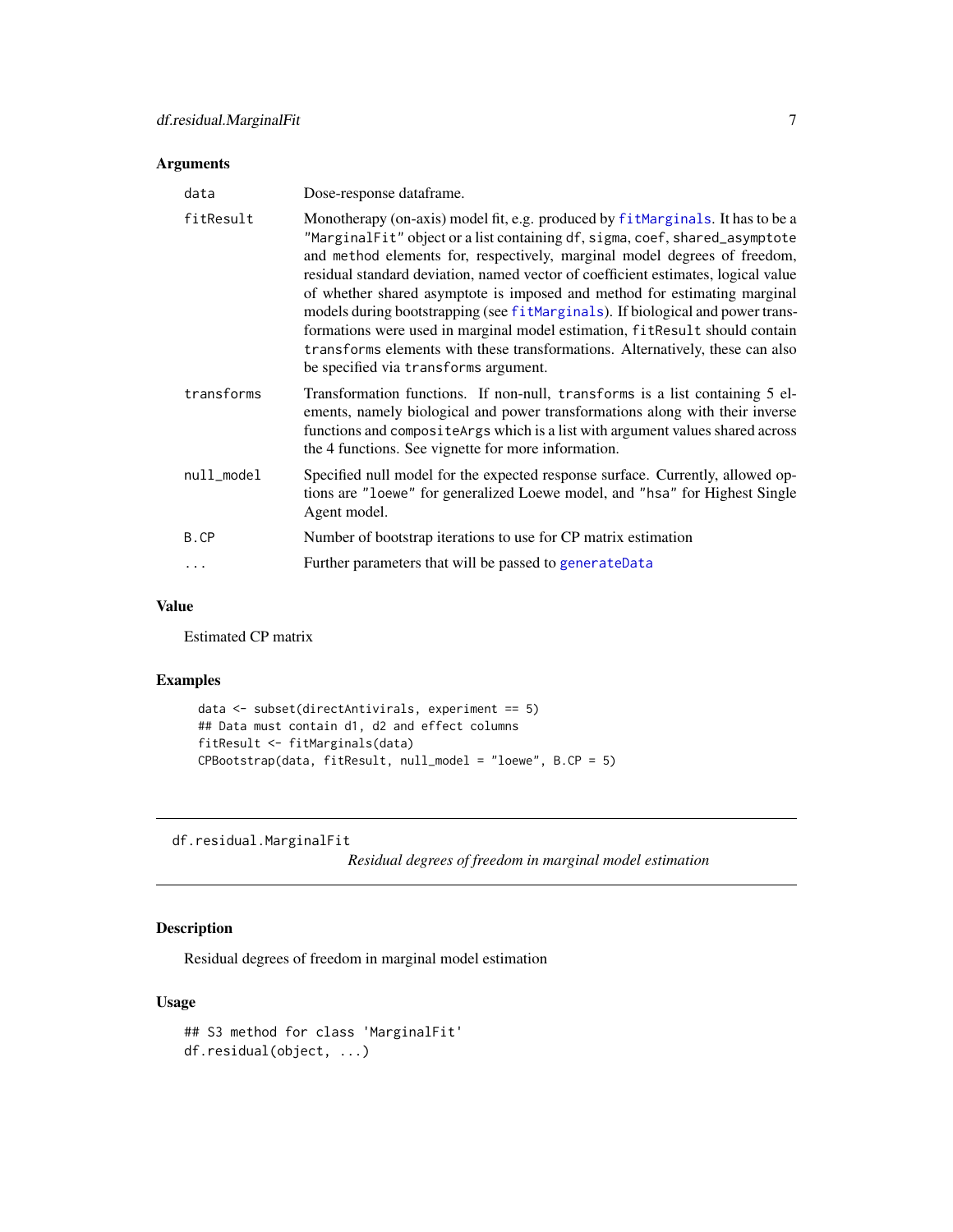### Arguments

| | |
|---|---|
| data | Dose-response dataframe. |
| fitResult | Monotherapy (on-axis) model fit, e.g. produced by `fitMarginals`. It has to be a `"MarginalFit"` object or a list containing `df`, `sigma`, `coef`, `shared_asymptote` and `method` elements for, respectively, marginal model degrees of freedom, residual standard deviation, named vector of coefficient estimates, logical value of whether shared asymptote is imposed and method for estimating marginal models during bootstrapping (see `fitMarginals`). If biological and power transformations were used in marginal model estimation, `fitResult` should contain `transforms` elements with these transformations. Alternatively, these can also be specified via `transforms` argument. |
| transforms | Transformation functions. If non-null, `transforms` is a list containing 5 elements, namely biological and power transformations along with their inverse functions and `compositeArgs` which is a list with argument values shared across the 4 functions. See vignette for more information. |
| null_model | Specified null model for the expected response surface. Currently, allowed options are `"loewe"` for generalized Loewe model, and `"hsa"` for Highest Single Agent model. |
| B.CP | Number of bootstrap iterations to use for CP matrix estimation |
| ... | Further parameters that will be passed to `generateData` |

### Value

Estimated CP matrix

### Examples

```
data <- subset(directAntivirals, experiment == 5)
## Data must contain d1, d2 and effect columns
fitResult <- fitMarginals(data)
CPBootstrap(data, fitResult, null_model = "loewe", B.CP = 5)
```

---

## df.residual.MarginalFit

*Residual degrees of freedom in marginal model estimation*

---

### Description

Residual degrees of freedom in marginal model estimation

### Usage

```
## S3 method for class 'MarginalFit'
df.residual(object, ...)
```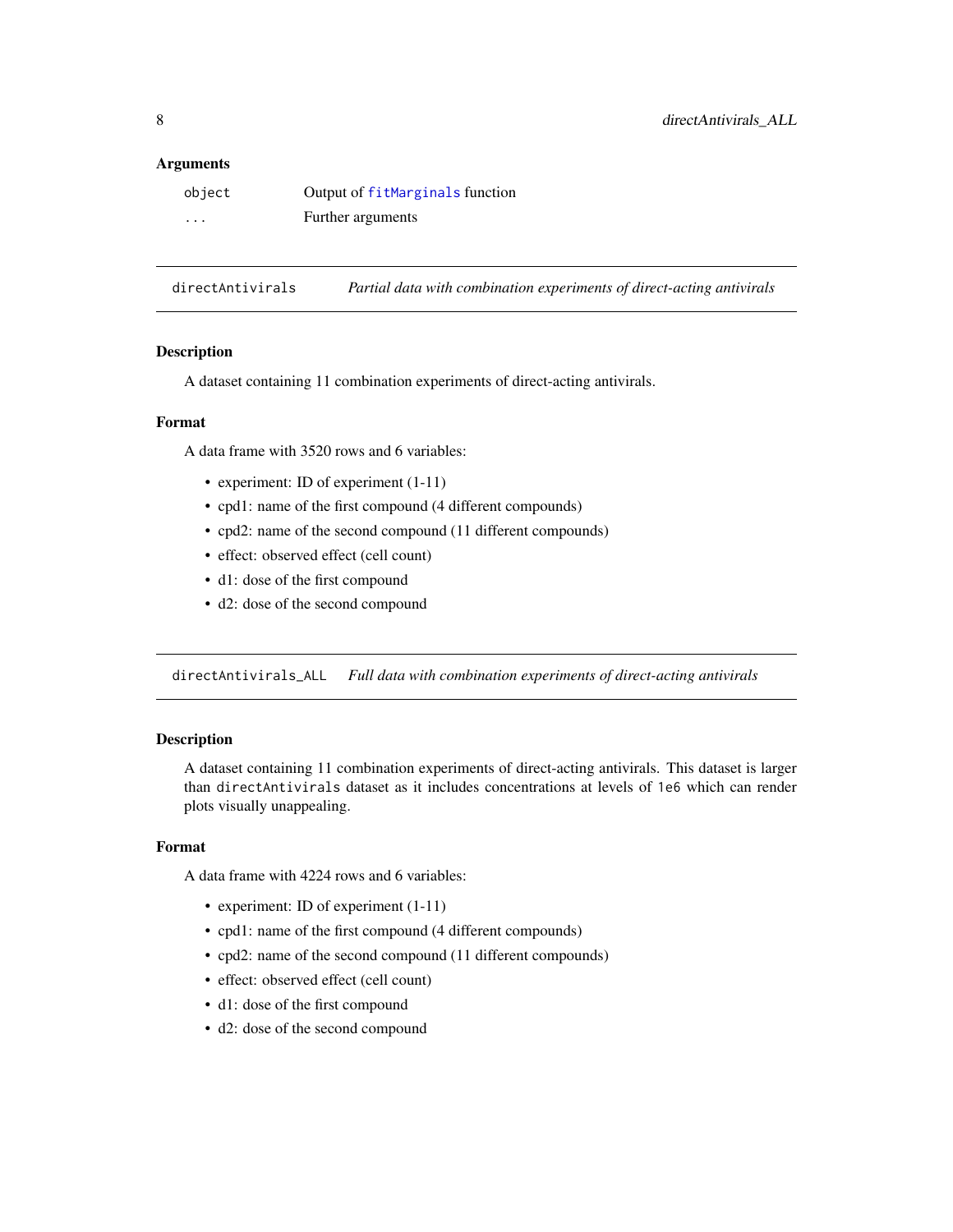### Arguments

| | |
|---|---|
| `object` | Output of `fitMarginals` function |
| `...` | Further arguments |

## directAntivirals — *Partial data with combination experiments of direct-acting antivirals*

### Description

A dataset containing 11 combination experiments of direct-acting antivirals.

### Format

A data frame with 3520 rows and 6 variables:

- experiment: ID of experiment (1-11)
- cpd1: name of the first compound (4 different compounds)
- cpd2: name of the second compound (11 different compounds)
- effect: observed effect (cell count)
- d1: dose of the first compound
- d2: dose of the second compound

## directAntivirals_ALL — *Full data with combination experiments of direct-acting antivirals*

### Description

A dataset containing 11 combination experiments of direct-acting antivirals. This dataset is larger than `directAntivirals` dataset as it includes concentrations at levels of `1e6` which can render plots visually unappealing.

### Format

A data frame with 4224 rows and 6 variables:

- experiment: ID of experiment (1-11)
- cpd1: name of the first compound (4 different compounds)
- cpd2: name of the second compound (11 different compounds)
- effect: observed effect (cell count)
- d1: dose of the first compound
- d2: dose of the second compound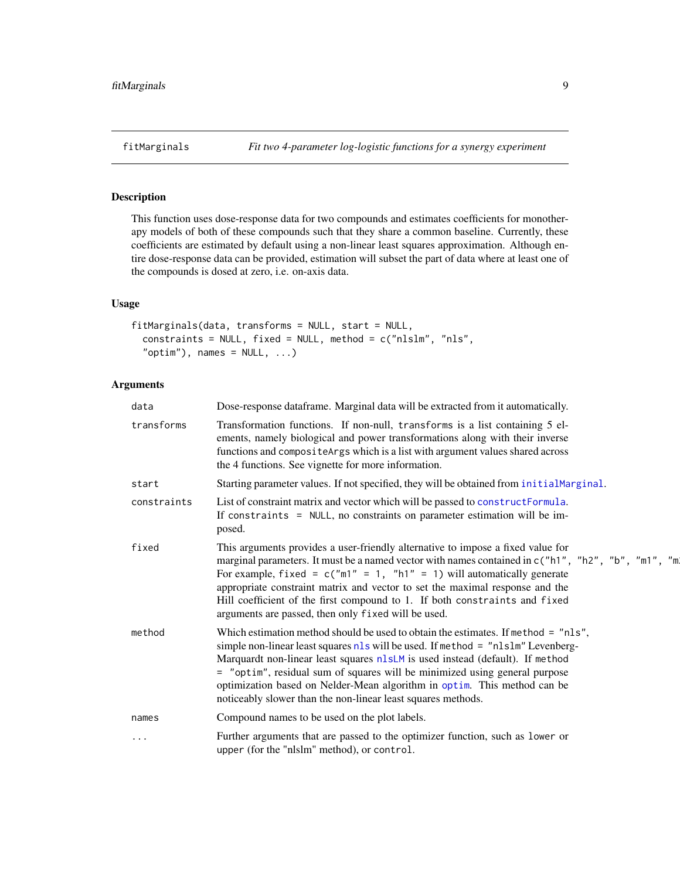fitMarginals *Fit two 4-parameter log-logistic functions for a synergy experiment*

### Description

This function uses dose-response data for two compounds and estimates coefficients for monotherapy models of both of these compounds such that they share a common baseline. Currently, these coefficients are estimated by default using a non-linear least squares approximation. Although entire dose-response data can be provided, estimation will subset the part of data where at least one of the compounds is dosed at zero, i.e. on-axis data.

### Usage

```
fitMarginals(data, transforms = NULL, start = NULL,
  constraints = NULL, fixed = NULL, method = c("nlslm", "nls",
  "optim"), names = NULL, ...)
```

### Arguments

| | |
|---|---|
| `data` | Dose-response dataframe. Marginal data will be extracted from it automatically. |
| `transforms` | Transformation functions. If non-null, `transforms` is a list containing 5 elements, namely biological and power transformations along with their inverse functions and `compositeArgs` which is a list with argument values shared across the 4 functions. See vignette for more information. |
| `start` | Starting parameter values. If not specified, they will be obtained from `initialMarginal`. |
| `constraints` | List of constraint matrix and vector which will be passed to `constructFormula`. If `constraints = NULL`, no constraints on parameter estimation will be imposed. |
| `fixed` | This arguments provides a user-friendly alternative to impose a fixed value for marginal parameters. It must be a named vector with names contained in `c("h1", "h2", "b", "m1", "m` For example, `fixed = c("m1" = 1, "h1" = 1)` will automatically generate appropriate constraint matrix and vector to set the maximal response and the Hill coefficient of the first compound to 1. If both `constraints` and `fixed` arguments are passed, then only `fixed` will be used. |
| `method` | Which estimation method should be used to obtain the estimates. If `method = "nls"`, simple non-linear least squares `nls` will be used. If `method = "nlslm"` Levenberg-Marquardt non-linear least squares `nlsLM` is used instead (default). If `method = "optim"`, residual sum of squares will be minimized using general purpose optimization based on Nelder-Mean algorithm in `optim`. This method can be noticeably slower than the non-linear least squares methods. |
| `names` | Compound names to be used on the plot labels. |
| `...` | Further arguments that are passed to the optimizer function, such as `lower` or `upper` (for the "nlslm" method), or `control`. |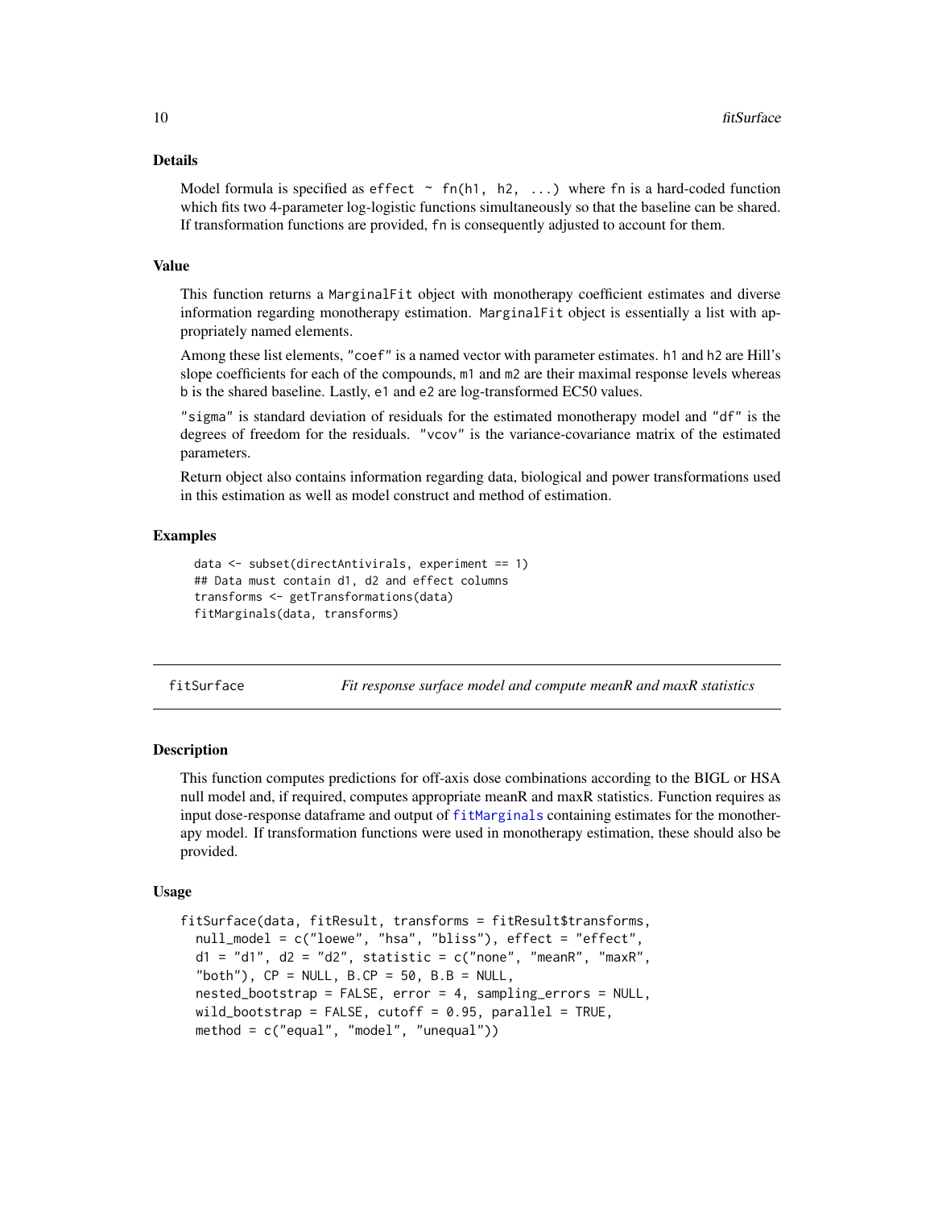### Details

Model formula is specified as `effect ~ fn(h1, h2, ...)` where `fn` is a hard-coded function which fits two 4-parameter log-logistic functions simultaneously so that the baseline can be shared. If transformation functions are provided, `fn` is consequently adjusted to account for them.

### Value

This function returns a `MarginalFit` object with monotherapy coefficient estimates and diverse information regarding monotherapy estimation. `MarginalFit` object is essentially a list with appropriately named elements.

Among these list elements, `"coef"` is a named vector with parameter estimates. `h1` and `h2` are Hill's slope coefficients for each of the compounds, `m1` and `m2` are their maximal response levels whereas `b` is the shared baseline. Lastly, `e1` and `e2` are log-transformed EC50 values.

`"sigma"` is standard deviation of residuals for the estimated monotherapy model and `"df"` is the degrees of freedom for the residuals. `"vcov"` is the variance-covariance matrix of the estimated parameters.

Return object also contains information regarding data, biological and power transformations used in this estimation as well as model construct and method of estimation.

### Examples

```
data <- subset(directAntivirals, experiment == 1)
## Data must contain d1, d2 and effect columns
transforms <- getTransformations(data)
fitMarginals(data, transforms)
```

---

## fitSurface — *Fit response surface model and compute meanR and maxR statistics*

### Description

This function computes predictions for off-axis dose combinations according to the BIGL or HSA null model and, if required, computes appropriate meanR and maxR statistics. Function requires as input dose-response dataframe and output of `fitMarginals` containing estimates for the monotherapy model. If transformation functions were used in monotherapy estimation, these should also be provided.

### Usage

```
fitSurface(data, fitResult, transforms = fitResult$transforms,
  null_model = c("loewe", "hsa", "bliss"), effect = "effect",
  d1 = "d1", d2 = "d2", statistic = c("none", "meanR", "maxR",
  "both"), CP = NULL, B.CP = 50, B.B = NULL,
  nested_bootstrap = FALSE, error = 4, sampling_errors = NULL,
  wild_bootstrap = FALSE, cutoff = 0.95, parallel = TRUE,
  method = c("equal", "model", "unequal"))
```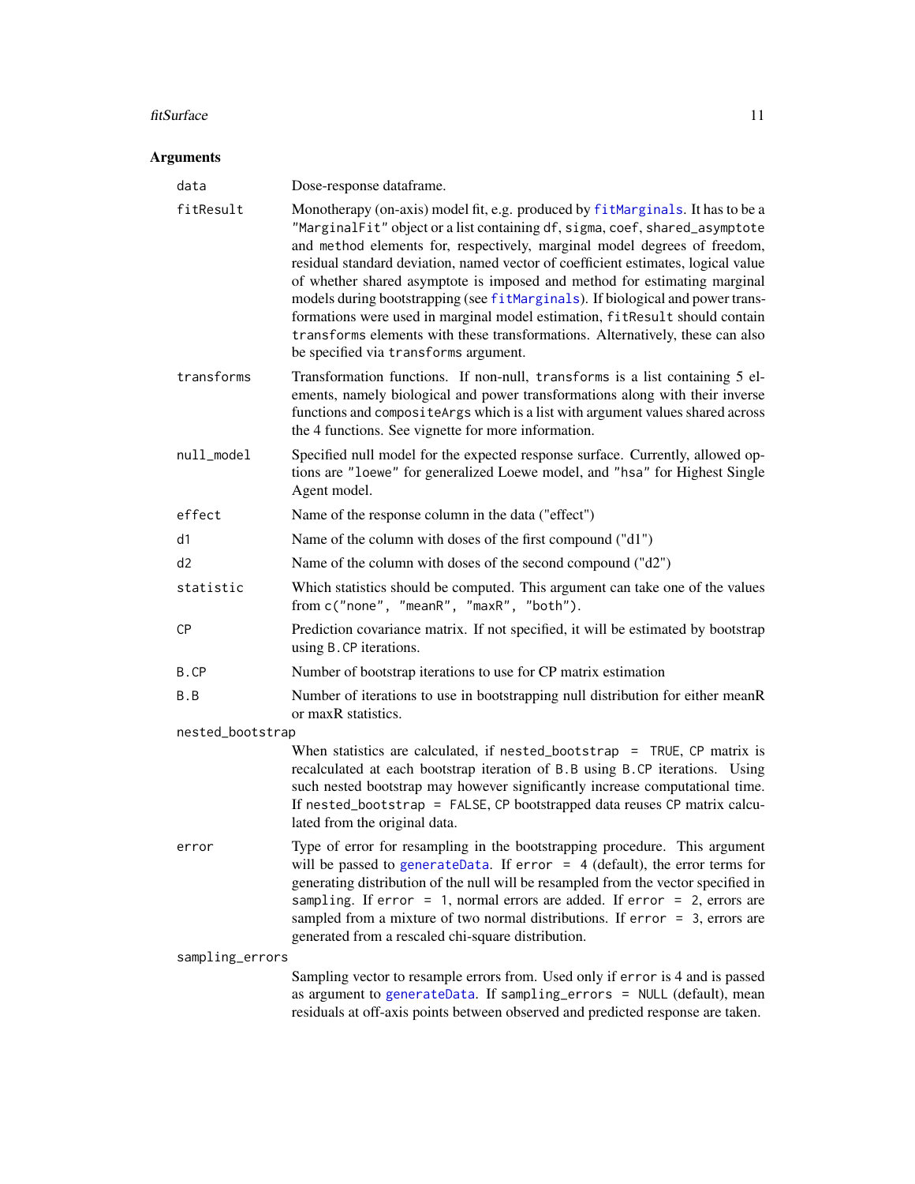## Arguments

**data** Dose-response dataframe.

**fitResult** Monotherapy (on-axis) model fit, e.g. produced by `fitMarginals`. It has to be a `"MarginalFit"` object or a list containing `df`, `sigma`, `coef`, `shared_asymptote` and `method` elements for, respectively, marginal model degrees of freedom, residual standard deviation, named vector of coefficient estimates, logical value of whether shared asymptote is imposed and method for estimating marginal models during bootstrapping (see `fitMarginals`). If biological and power transformations were used in marginal model estimation, `fitResult` should contain `transforms` elements with these transformations. Alternatively, these can also be specified via `transforms` argument.

**transforms** Transformation functions. If non-null, `transforms` is a list containing 5 elements, namely biological and power transformations along with their inverse functions and `compositeArgs` which is a list with argument values shared across the 4 functions. See vignette for more information.

**null_model** Specified null model for the expected response surface. Currently, allowed options are `"loewe"` for generalized Loewe model, and `"hsa"` for Highest Single Agent model.

**effect** Name of the response column in the data ("effect")

**d1** Name of the column with doses of the first compound ("d1")

**d2** Name of the column with doses of the second compound ("d2")

**statistic** Which statistics should be computed. This argument can take one of the values from `c("none", "meanR", "maxR", "both")`.

**CP** Prediction covariance matrix. If not specified, it will be estimated by bootstrap using `B.CP` iterations.

**B.CP** Number of bootstrap iterations to use for CP matrix estimation

**B.B** Number of iterations to use in bootstrapping null distribution for either meanR or maxR statistics.

**nested_bootstrap** When statistics are calculated, if `nested_bootstrap = TRUE`, `CP` matrix is recalculated at each bootstrap iteration of `B.B` using `B.CP` iterations. Using such nested bootstrap may however significantly increase computational time. If `nested_bootstrap = FALSE`, `CP` bootstrapped data reuses `CP` matrix calculated from the original data.

**error** Type of error for resampling in the bootstrapping procedure. This argument will be passed to `generateData`. If `error = 4` (default), the error terms for generating distribution of the null will be resampled from the vector specified in `sampling`. If `error = 1`, normal errors are added. If `error = 2`, errors are sampled from a mixture of two normal distributions. If `error = 3`, errors are generated from a rescaled chi-square distribution.

**sampling_errors** Sampling vector to resample errors from. Used only if `error` is 4 and is passed as argument to `generateData`. If `sampling_errors = NULL` (default), mean residuals at off-axis points between observed and predicted response are taken.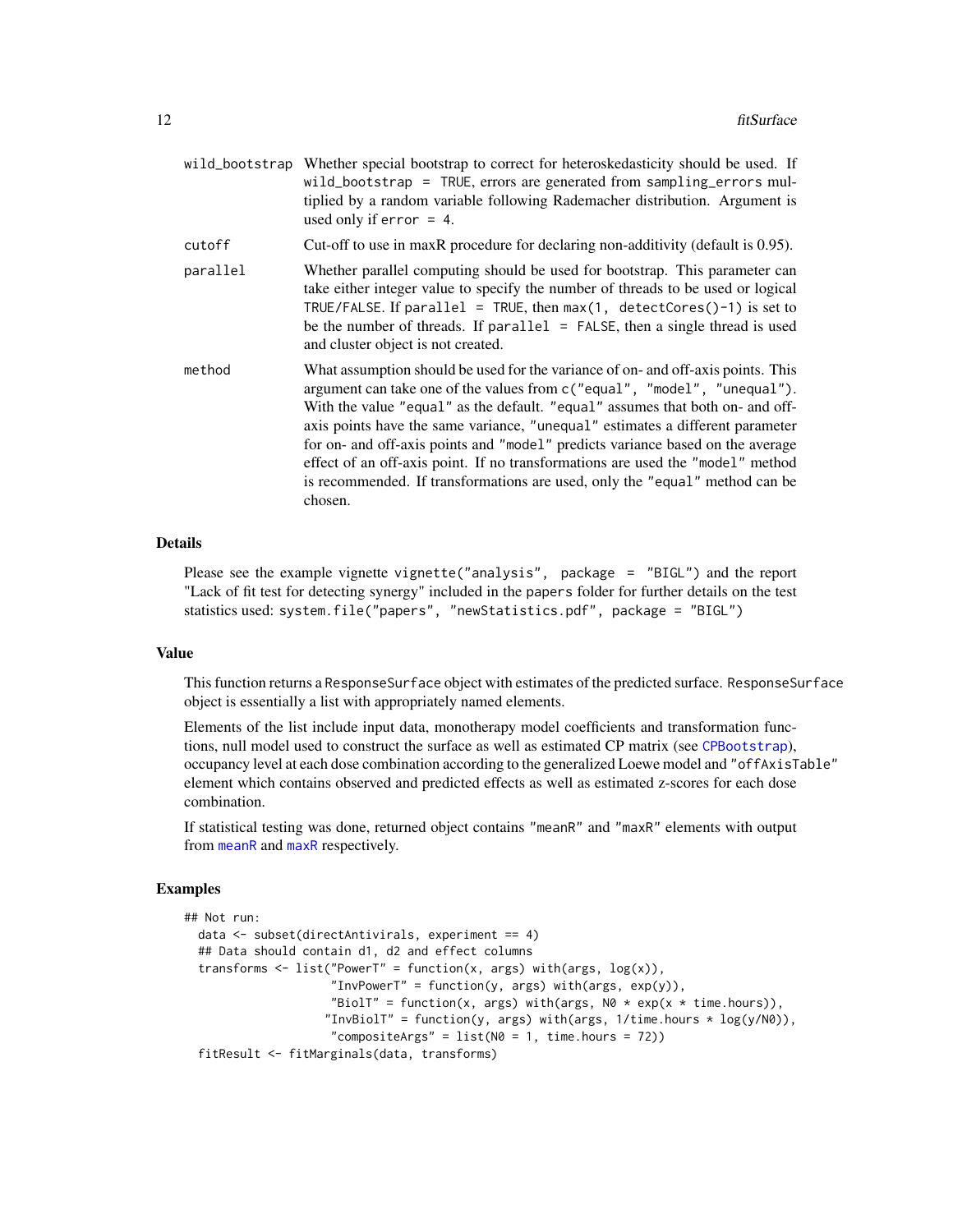| | |
|---|---|
| `wild_bootstrap` | Whether special bootstrap to correct for heteroskedasticity should be used. If `wild_bootstrap = TRUE`, errors are generated from `sampling_errors` multiplied by a random variable following Rademacher distribution. Argument is used only if `error = 4`. |
| `cutoff` | Cut-off to use in maxR procedure for declaring non-additivity (default is 0.95). |
| `parallel` | Whether parallel computing should be used for bootstrap. This parameter can take either integer value to specify the number of threads to be used or logical `TRUE/FALSE`. If `parallel = TRUE`, then `max(1, detectCores()-1)` is set to be the number of threads. If `parallel = FALSE`, then a single thread is used and cluster object is not created. |
| `method` | What assumption should be used for the variance of on- and off-axis points. This argument can take one of the values from `c("equal", "model", "unequal")`. With the value `"equal"` as the default. `"equal"` assumes that both on- and off-axis points have the same variance, `"unequal"` estimates a different parameter for on- and off-axis points and `"model"` predicts variance based on the average effect of an off-axis point. If no transformations are used the `"model"` method is recommended. If transformations are used, only the `"equal"` method can be chosen. |

### Details

Please see the example vignette `vignette("analysis", package = "BIGL")` and the report "Lack of fit test for detecting synergy" included in the `papers` folder for further details on the test statistics used: `system.file("papers", "newStatistics.pdf", package = "BIGL")`

### Value

This function returns a `ResponseSurface` object with estimates of the predicted surface. `ResponseSurface` object is essentially a list with appropriately named elements.

Elements of the list include input data, monotherapy model coefficients and transformation functions, null model used to construct the surface as well as estimated CP matrix (see `CPBootstrap`), occupancy level at each dose combination according to the generalized Loewe model and `"offAxisTable"` element which contains observed and predicted effects as well as estimated z-scores for each dose combination.

If statistical testing was done, returned object contains `"meanR"` and `"maxR"` elements with output from `meanR` and `maxR` respectively.

### Examples

```
## Not run:
  data <- subset(directAntivirals, experiment == 4)
  ## Data should contain d1, d2 and effect columns
  transforms <- list("PowerT" = function(x, args) with(args, log(x)),
                     "InvPowerT" = function(y, args) with(args, exp(y)),
                     "BiolT" = function(x, args) with(args, N0 * exp(x * time.hours)),
                    "InvBiolT" = function(y, args) with(args, 1/time.hours * log(y/N0)),
                     "compositeArgs" = list(N0 = 1, time.hours = 72))
  fitResult <- fitMarginals(data, transforms)
```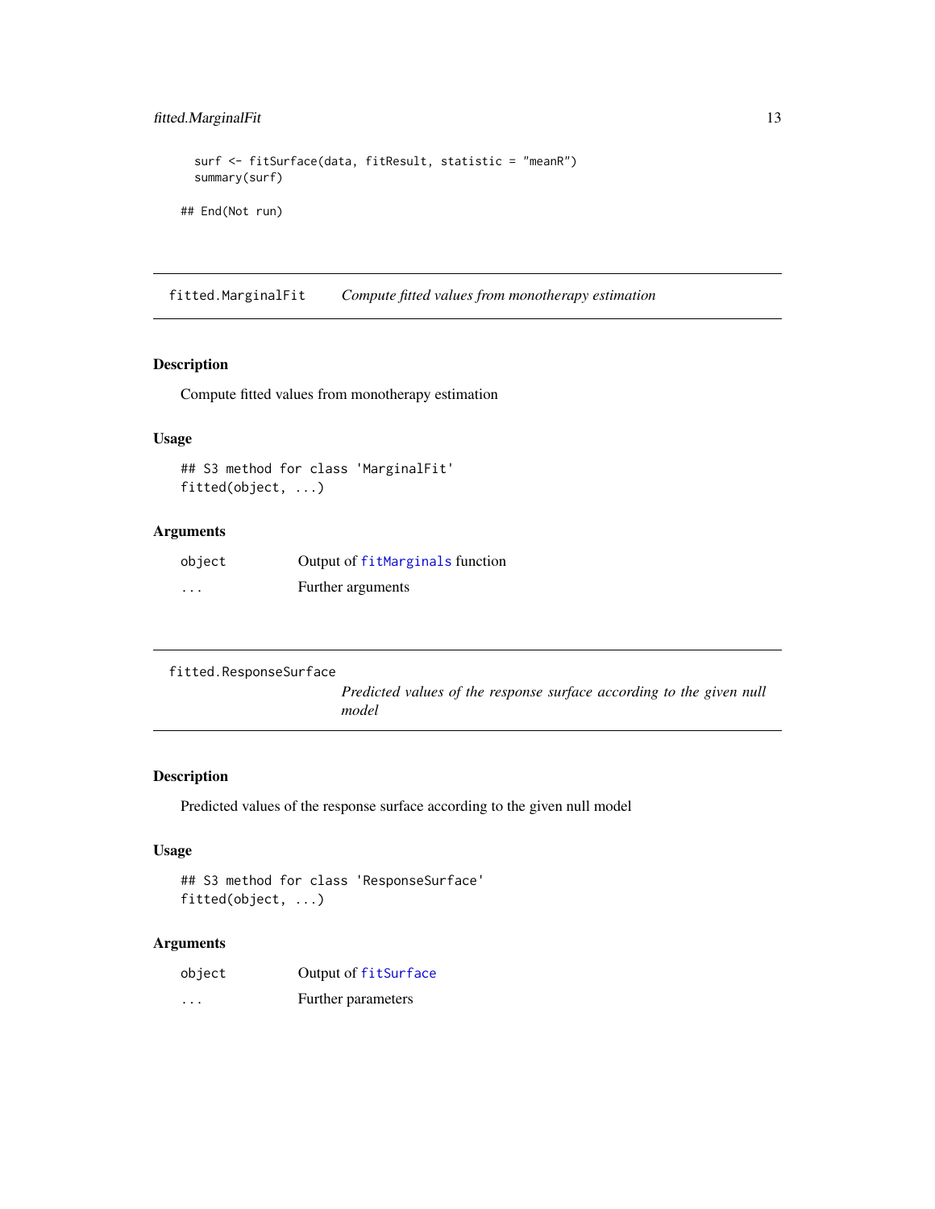```
  surf <- fitSurface(data, fitResult, statistic = "meanR")
  summary(surf)

## End(Not run)
```

## fitted.MarginalFit — *Compute fitted values from monotherapy estimation*

### Description

Compute fitted values from monotherapy estimation

### Usage

```
## S3 method for class 'MarginalFit'
fitted(object, ...)
```

### Arguments

| | |
|---|---|
| `object` | Output of `fitMarginals` function |
| `...` | Further arguments |

## fitted.ResponseSurface — *Predicted values of the response surface according to the given null model*

### Description

Predicted values of the response surface according to the given null model

### Usage

```
## S3 method for class 'ResponseSurface'
fitted(object, ...)
```

### Arguments

| | |
|---|---|
| `object` | Output of `fitSurface` |
| `...` | Further parameters |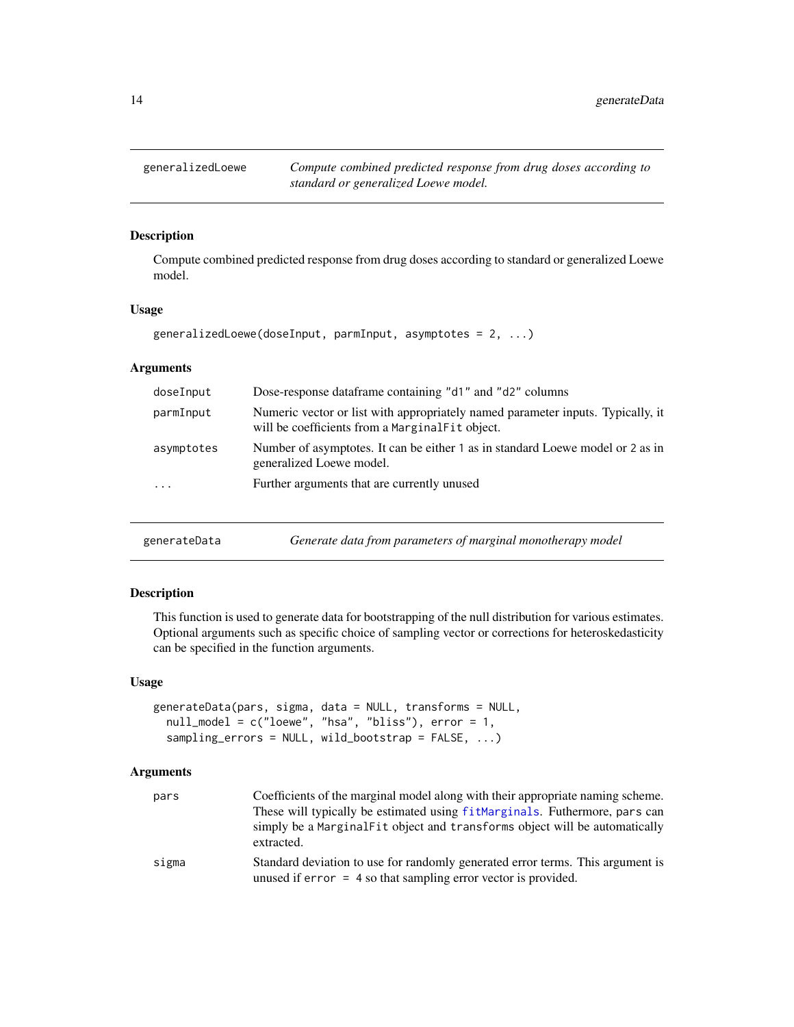## generalizedLoewe — *Compute combined predicted response from drug doses according to standard or generalized Loewe model.*

### Description

Compute combined predicted response from drug doses according to standard or generalized Loewe model.

### Usage

```
generalizedLoewe(doseInput, parmInput, asymptotes = 2, ...)
```

### Arguments

| | |
|---|---|
| doseInput | Dose-response dataframe containing "d1" and "d2" columns |
| parmInput | Numeric vector or list with appropriately named parameter inputs. Typically, it will be coefficients from a `MarginalFit` object. |
| asymptotes | Number of asymptotes. It can be either 1 as in standard Loewe model or 2 as in generalized Loewe model. |
| ... | Further arguments that are currently unused |

## generateData — *Generate data from parameters of marginal monotherapy model*

### Description

This function is used to generate data for bootstrapping of the null distribution for various estimates. Optional arguments such as specific choice of sampling vector or corrections for heteroskedasticity can be specified in the function arguments.

### Usage

```
generateData(pars, sigma, data = NULL, transforms = NULL,
  null_model = c("loewe", "hsa", "bliss"), error = 1,
  sampling_errors = NULL, wild_bootstrap = FALSE, ...)
```

### Arguments

| | |
|---|---|
| pars | Coefficients of the marginal model along with their appropriate naming scheme. These will typically be estimated using `fitMarginals`. Futhermore, `pars` can simply be a `MarginalFit` object and `transforms` object will be automatically extracted. |
| sigma | Standard deviation to use for randomly generated error terms. This argument is unused if `error = 4` so that sampling error vector is provided. |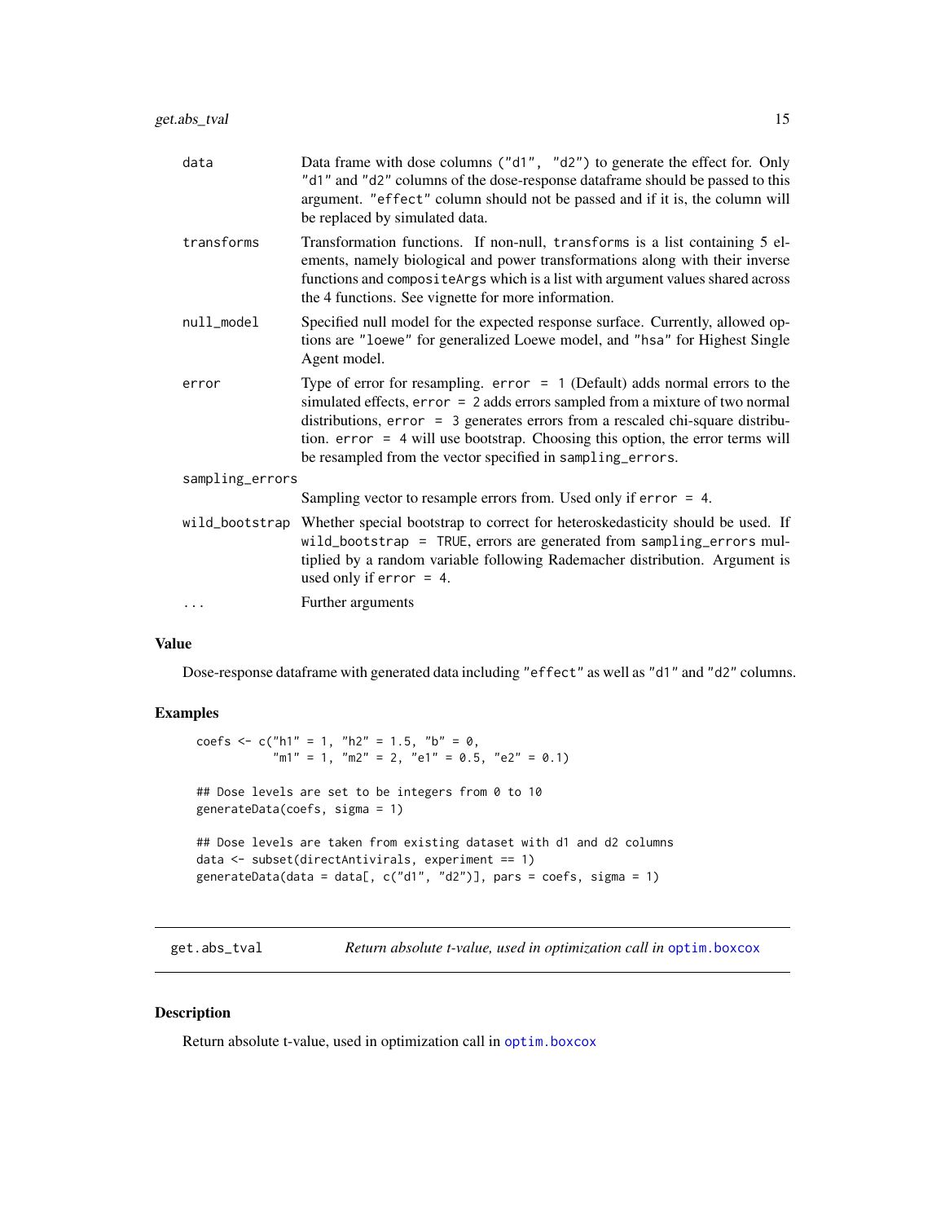| | |
|---|---|
| `data` | Data frame with dose columns (`"d1", "d2"`) to generate the effect for. Only `"d1"` and `"d2"` columns of the dose-response dataframe should be passed to this argument. `"effect"` column should not be passed and if it is, the column will be replaced by simulated data. |
| `transforms` | Transformation functions. If non-null, `transforms` is a list containing 5 elements, namely biological and power transformations along with their inverse functions and `compositeArgs` which is a list with argument values shared across the 4 functions. See vignette for more information. |
| `null_model` | Specified null model for the expected response surface. Currently, allowed options are `"loewe"` for generalized Loewe model, and `"hsa"` for Highest Single Agent model. |
| `error` | Type of error for resampling. `error = 1` (Default) adds normal errors to the simulated effects, `error = 2` adds errors sampled from a mixture of two normal distributions, `error = 3` generates errors from a rescaled chi-square distribution. `error = 4` will use bootstrap. Choosing this option, the error terms will be resampled from the vector specified in `sampling_errors`. |
| `sampling_errors` | Sampling vector to resample errors from. Used only if `error = 4`. |
| `wild_bootstrap` | Whether special bootstrap to correct for heteroskedasticity should be used. If `wild_bootstrap = TRUE`, errors are generated from `sampling_errors` multiplied by a random variable following Rademacher distribution. Argument is used only if `error = 4`. |
| `...` | Further arguments |

### Value

Dose-response dataframe with generated data including `"effect"` as well as `"d1"` and `"d2"` columns.

### Examples

```
coefs <- c("h1" = 1, "h2" = 1.5, "b" = 0,
           "m1" = 1, "m2" = 2, "e1" = 0.5, "e2" = 0.1)

## Dose levels are set to be integers from 0 to 10
generateData(coefs, sigma = 1)

## Dose levels are taken from existing dataset with d1 and d2 columns
data <- subset(directAntivirals, experiment == 1)
generateData(data = data[, c("d1", "d2")], pars = coefs, sigma = 1)
```

---

## get.abs_tval — *Return absolute t-value, used in optimization call in* `optim.boxcox`

### Description

Return absolute t-value, used in optimization call in `optim.boxcox`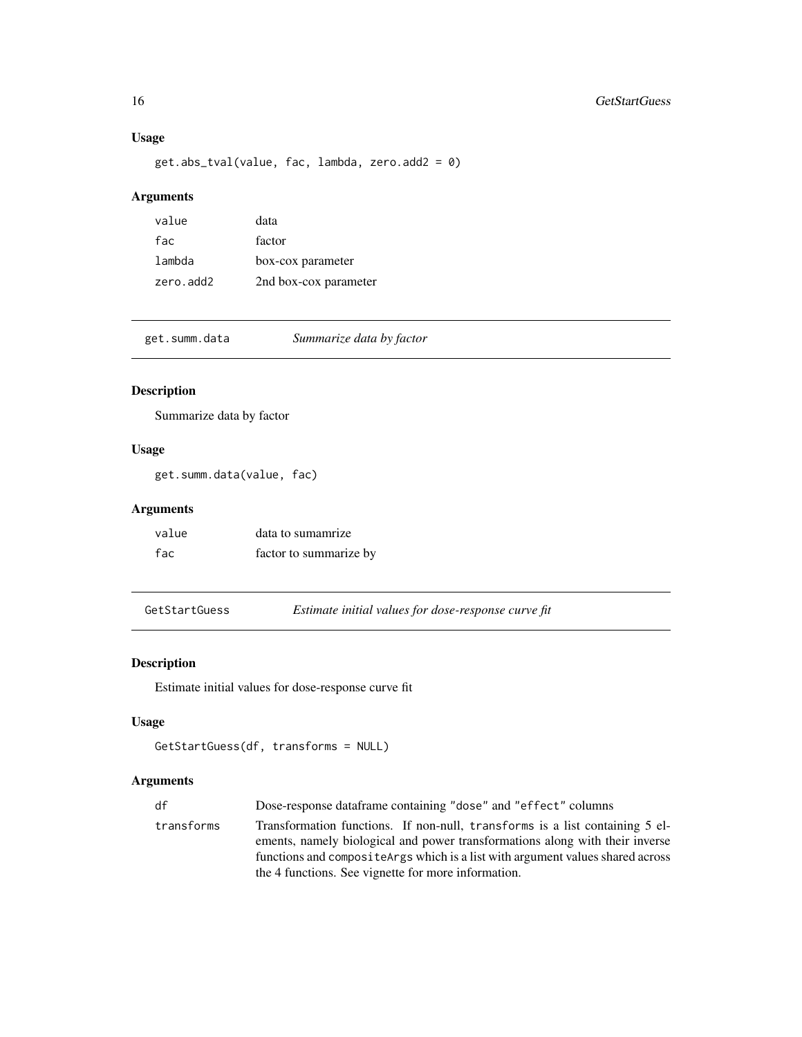### Usage

```
get.abs_tval(value, fac, lambda, zero.add2 = 0)
```

### Arguments

| | |
|---|---|
| value | data |
| fac | factor |
| lambda | box-cox parameter |
| zero.add2 | 2nd box-cox parameter |

---

## get.summ.data *Summarize data by factor*

---

### Description

Summarize data by factor

### Usage

```
get.summ.data(value, fac)
```

### Arguments

| | |
|---|---|
| value | data to sumamrize |
| fac | factor to summarize by |

---

## GetStartGuess *Estimate initial values for dose-response curve fit*

---

### Description

Estimate initial values for dose-response curve fit

### Usage

```
GetStartGuess(df, transforms = NULL)
```

### Arguments

| | |
|---|---|
| df | Dose-response dataframe containing "dose" and "effect" columns |
| transforms | Transformation functions. If non-null, transforms is a list containing 5 elements, namely biological and power transformations along with their inverse functions and compositeArgs which is a list with argument values shared across the 4 functions. See vignette for more information. |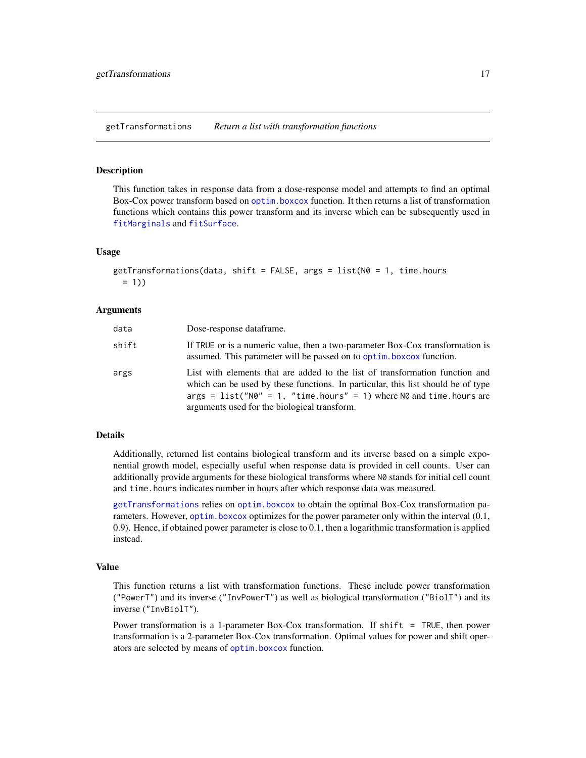## getTransformations *Return a list with transformation functions*

### Description

This function takes in response data from a dose-response model and attempts to find an optimal Box-Cox power transform based on `optim.boxcox` function. It then returns a list of transformation functions which contains this power transform and its inverse which can be subsequently used in `fitMarginals` and `fitSurface`.

### Usage

```
getTransformations(data, shift = FALSE, args = list(N0 = 1, time.hours
  = 1))
```

### Arguments

| | |
|---|---|
| `data` | Dose-response dataframe. |
| `shift` | If `TRUE` or is a numeric value, then a two-parameter Box-Cox transformation is assumed. This parameter will be passed on to `optim.boxcox` function. |
| `args` | List with elements that are added to the list of transformation function and which can be used by these functions. In particular, this list should be of type `args = list("N0" = 1, "time.hours" = 1)` where `N0` and `time.hours` are arguments used for the biological transform. |

### Details

Additionally, returned list contains biological transform and its inverse based on a simple exponential growth model, especially useful when response data is provided in cell counts. User can additionally provide arguments for these biological transforms where `N0` stands for initial cell count and `time.hours` indicates number in hours after which response data was measured.

`getTransformations` relies on `optim.boxcox` to obtain the optimal Box-Cox transformation parameters. However, `optim.boxcox` optimizes for the power parameter only within the interval (0.1, 0.9). Hence, if obtained power parameter is close to 0.1, then a logarithmic transformation is applied instead.

### Value

This function returns a list with transformation functions. These include power transformation (`"PowerT"`) and its inverse (`"InvPowerT"`) as well as biological transformation (`"BiolT"`) and its inverse (`"InvBiolT"`).

Power transformation is a 1-parameter Box-Cox transformation. If `shift = TRUE`, then power transformation is a 2-parameter Box-Cox transformation. Optimal values for power and shift operators are selected by means of `optim.boxcox` function.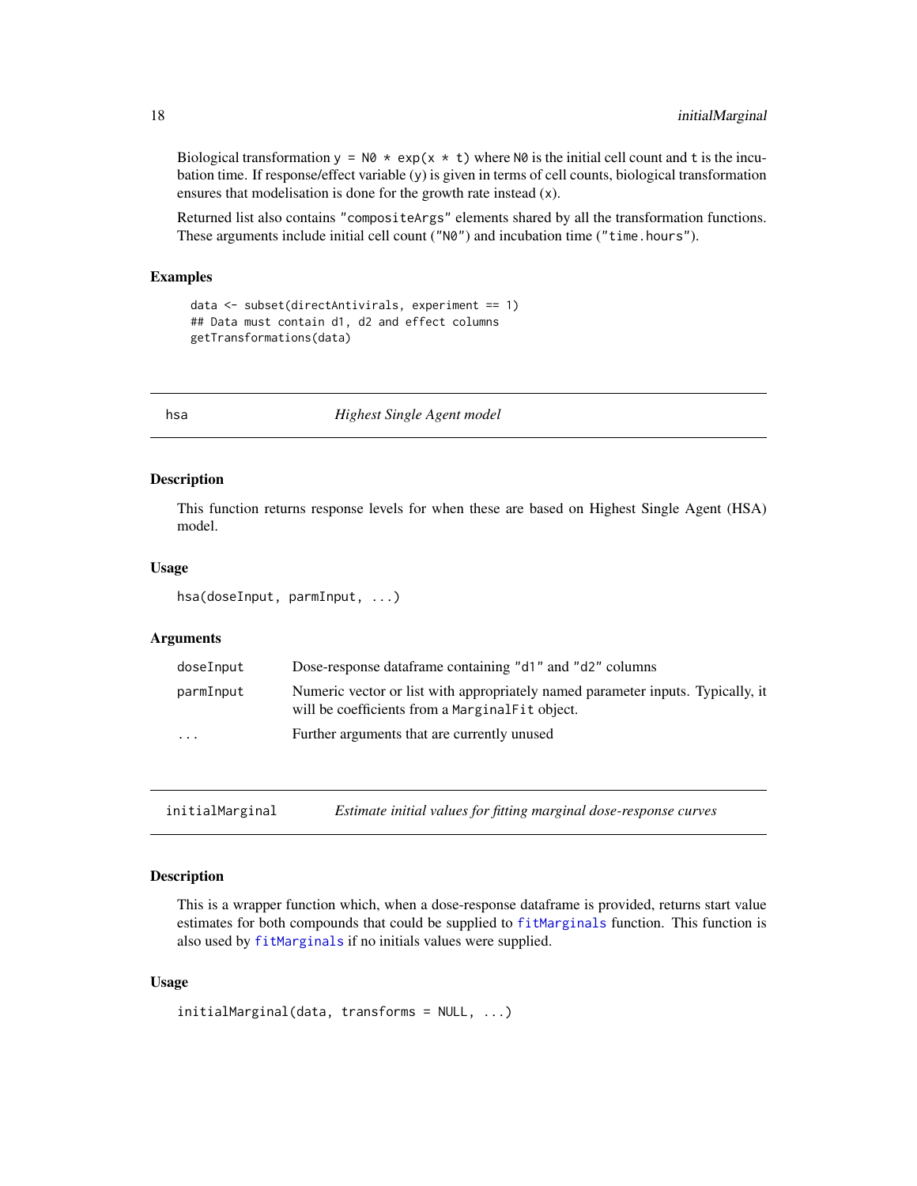Biological transformation `y = N0 * exp(x * t)` where `N0` is the initial cell count and `t` is the incubation time. If response/effect variable (`y`) is given in terms of cell counts, biological transformation ensures that modelisation is done for the growth rate instead (`x`).

Returned list also contains `"compositeArgs"` elements shared by all the transformation functions. These arguments include initial cell count (`"N0"`) and incubation time (`"time.hours"`).

### Examples

```
data <- subset(directAntivirals, experiment == 1)
## Data must contain d1, d2 and effect columns
getTransformations(data)
```

---

## hsa — *Highest Single Agent model*

### Description

This function returns response levels for when these are based on Highest Single Agent (HSA) model.

### Usage

```
hsa(doseInput, parmInput, ...)
```

### Arguments

| | |
|---|---|
| `doseInput` | Dose-response dataframe containing `"d1"` and `"d2"` columns |
| `parmInput` | Numeric vector or list with appropriately named parameter inputs. Typically, it will be coefficients from a `MarginalFit` object. |
| `...` | Further arguments that are currently unused |

---

## initialMarginal — *Estimate initial values for fitting marginal dose-response curves*

### Description

This is a wrapper function which, when a dose-response dataframe is provided, returns start value estimates for both compounds that could be supplied to `fitMarginals` function. This function is also used by `fitMarginals` if no initials values were supplied.

### Usage

```
initialMarginal(data, transforms = NULL, ...)
```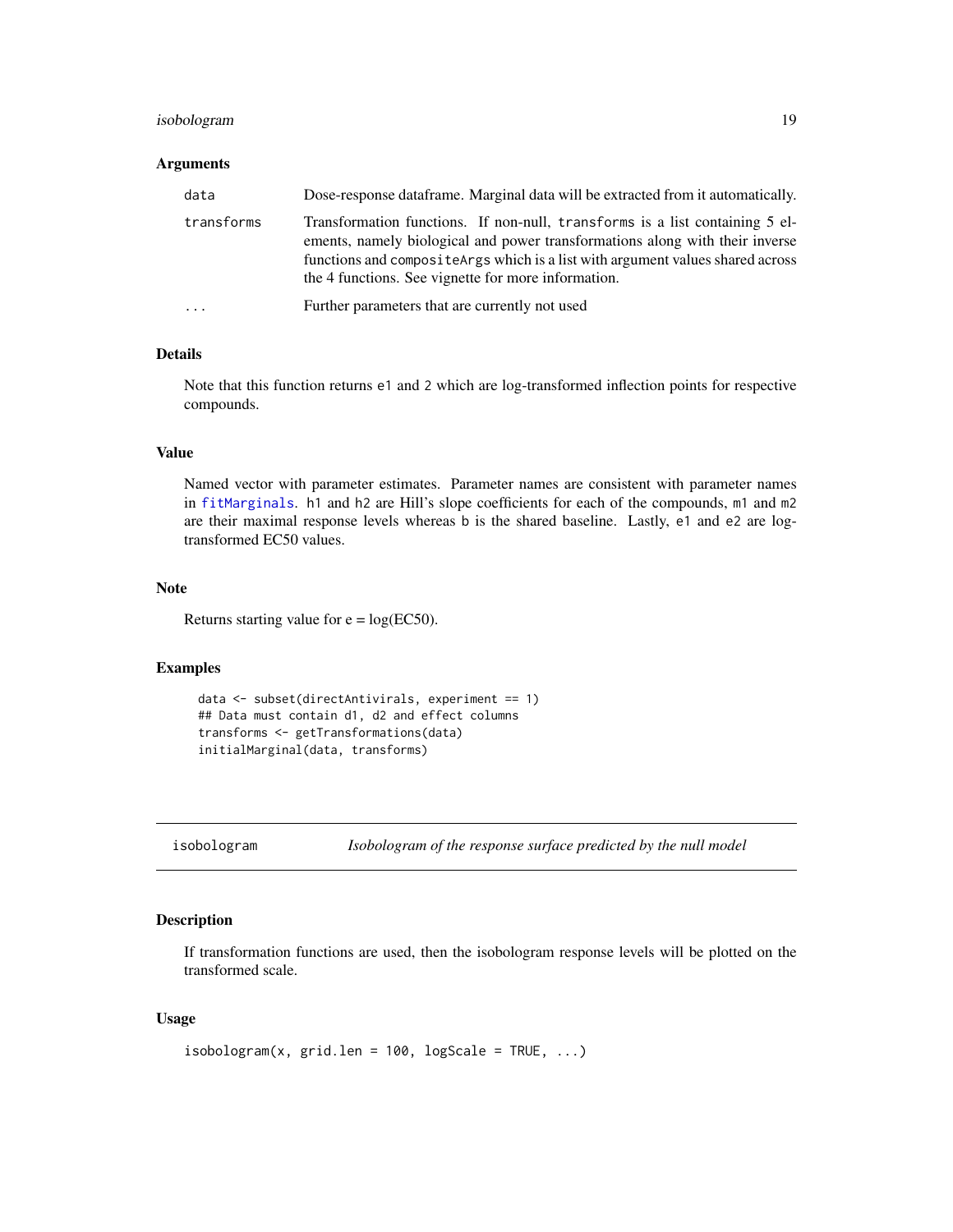### Arguments

| | |
|---|---|
| `data` | Dose-response dataframe. Marginal data will be extracted from it automatically. |
| `transforms` | Transformation functions. If non-null, `transforms` is a list containing 5 elements, namely biological and power transformations along with their inverse functions and `compositeArgs` which is a list with argument values shared across the 4 functions. See vignette for more information. |
| `...` | Further parameters that are currently not used |

### Details

Note that this function returns `e1` and `2` which are log-transformed inflection points for respective compounds.

### Value

Named vector with parameter estimates. Parameter names are consistent with parameter names in `fitMarginals`. `h1` and `h2` are Hill's slope coefficients for each of the compounds, `m1` and `m2` are their maximal response levels whereas `b` is the shared baseline. Lastly, `e1` and `e2` are log-transformed EC50 values.

### Note

Returns starting value for e = log(EC50).

### Examples

```
data <- subset(directAntivirals, experiment == 1)
## Data must contain d1, d2 and effect columns
transforms <- getTransformations(data)
initialMarginal(data, transforms)
```

---

## isobologram — *Isobologram of the response surface predicted by the null model*

### Description

If transformation functions are used, then the isobologram response levels will be plotted on the transformed scale.

### Usage

```
isobologram(x, grid.len = 100, logScale = TRUE, ...)
```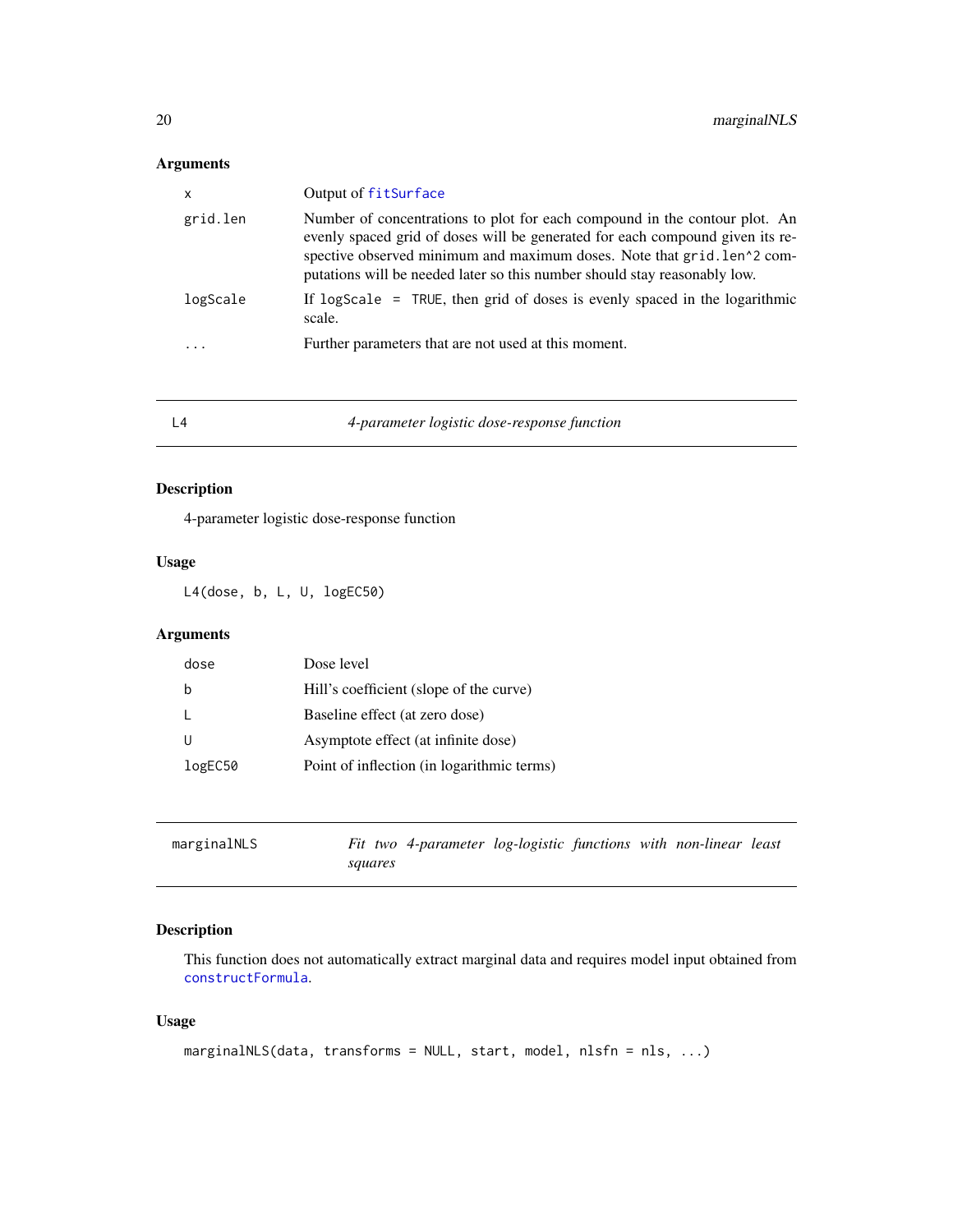### Arguments

| | |
|---|---|
| x | Output of `fitSurface` |
| grid.len | Number of concentrations to plot for each compound in the contour plot. An evenly spaced grid of doses will be generated for each compound given its respective observed minimum and maximum doses. Note that `grid.len^2` computations will be needed later so this number should stay reasonably low. |
| logScale | If `logScale = TRUE`, then grid of doses is evenly spaced in the logarithmic scale. |
| ... | Further parameters that are not used at this moment. |

---

## L4 — *4-parameter logistic dose-response function*

### Description

4-parameter logistic dose-response function

### Usage

```
L4(dose, b, L, U, logEC50)
```

### Arguments

| | |
|---|---|
| dose | Dose level |
| b | Hill's coefficient (slope of the curve) |
| L | Baseline effect (at zero dose) |
| U | Asymptote effect (at infinite dose) |
| logEC50 | Point of inflection (in logarithmic terms) |

---

## marginalNLS — *Fit two 4-parameter log-logistic functions with non-linear least squares*

### Description

This function does not automatically extract marginal data and requires model input obtained from `constructFormula`.

### Usage

```
marginalNLS(data, transforms = NULL, start, model, nlsfn = nls, ...)
```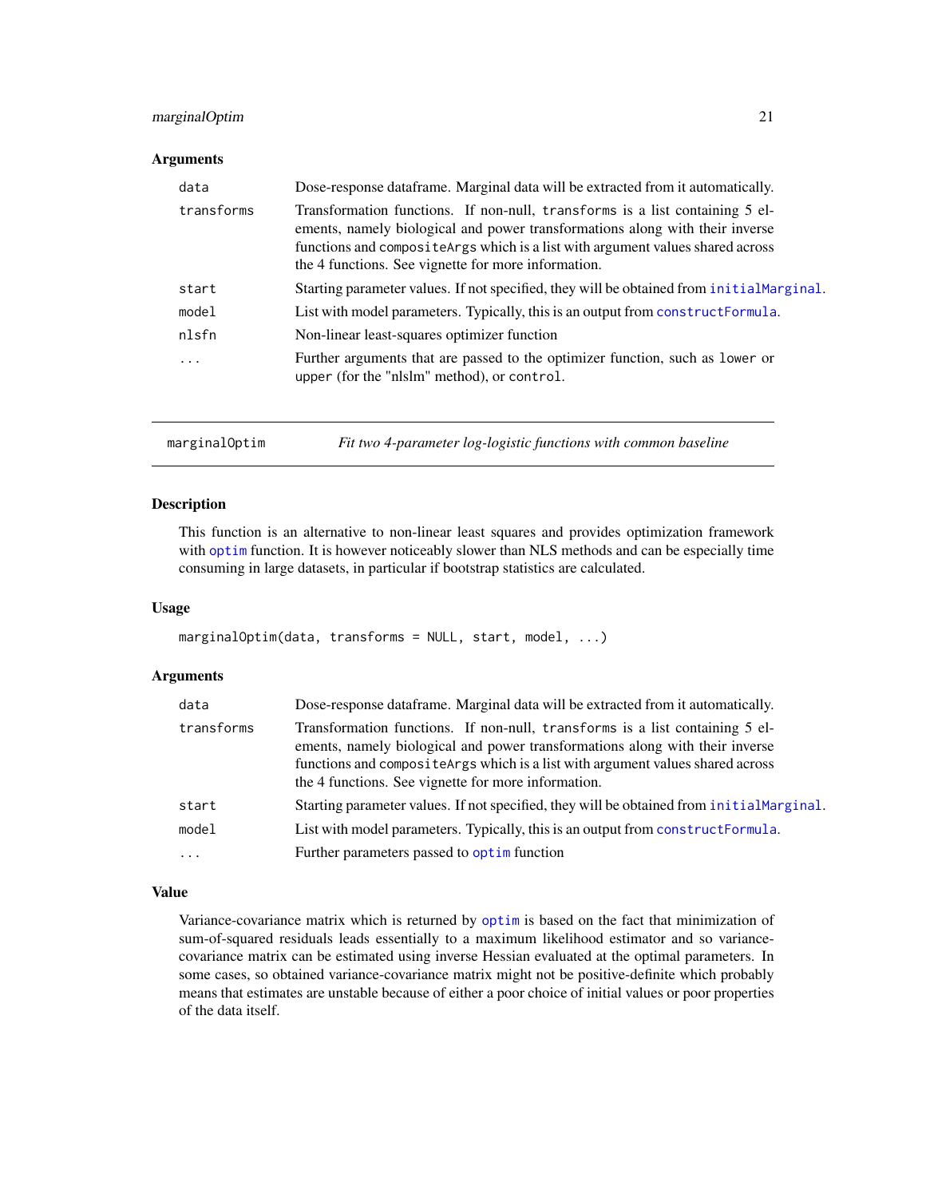### Arguments

| | |
|---|---|
| data | Dose-response dataframe. Marginal data will be extracted from it automatically. |
| transforms | Transformation functions. If non-null, `transforms` is a list containing 5 elements, namely biological and power transformations along with their inverse functions and `compositeArgs` which is a list with argument values shared across the 4 functions. See vignette for more information. |
| start | Starting parameter values. If not specified, they will be obtained from `initialMarginal`. |
| model | List with model parameters. Typically, this is an output from `constructFormula`. |
| nlsfn | Non-linear least-squares optimizer function |
| ... | Further arguments that are passed to the optimizer function, such as `lower` or `upper` (for the "nlslm" method), or `control`. |

---

## marginalOptim — *Fit two 4-parameter log-logistic functions with common baseline*

### Description

This function is an alternative to non-linear least squares and provides optimization framework with `optim` function. It is however noticeably slower than NLS methods and can be especially time consuming in large datasets, in particular if bootstrap statistics are calculated.

### Usage

```
marginalOptim(data, transforms = NULL, start, model, ...)
```

### Arguments

| | |
|---|---|
| data | Dose-response dataframe. Marginal data will be extracted from it automatically. |
| transforms | Transformation functions. If non-null, `transforms` is a list containing 5 elements, namely biological and power transformations along with their inverse functions and `compositeArgs` which is a list with argument values shared across the 4 functions. See vignette for more information. |
| start | Starting parameter values. If not specified, they will be obtained from `initialMarginal`. |
| model | List with model parameters. Typically, this is an output from `constructFormula`. |
| ... | Further parameters passed to `optim` function |

### Value

Variance-covariance matrix which is returned by `optim` is based on the fact that minimization of sum-of-squared residuals leads essentially to a maximum likelihood estimator and so variance-covariance matrix can be estimated using inverse Hessian evaluated at the optimal parameters. In some cases, so obtained variance-covariance matrix might not be positive-definite which probably means that estimates are unstable because of either a poor choice of initial values or poor properties of the data itself.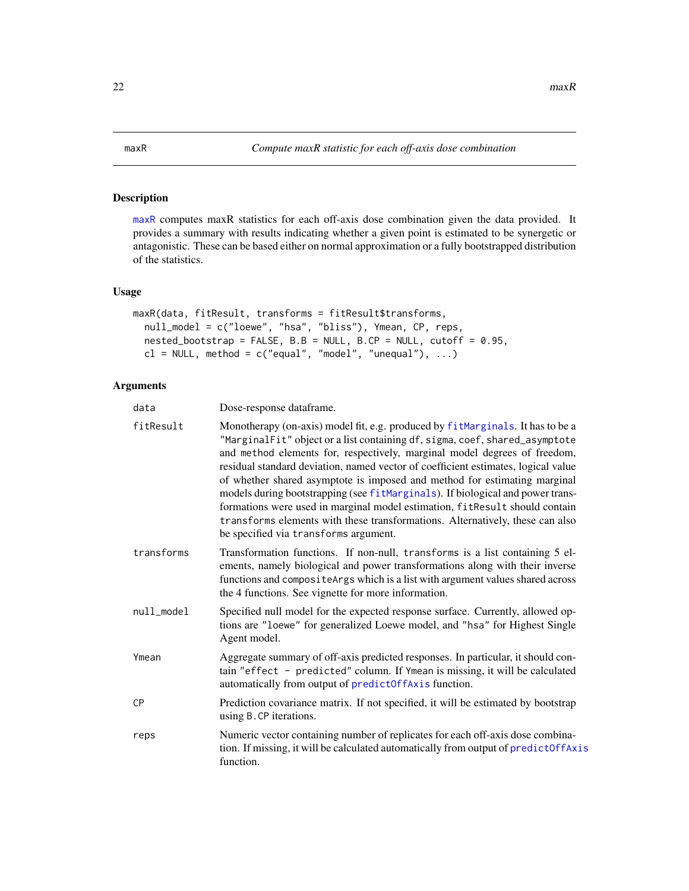## maxR — *Compute maxR statistic for each off-axis dose combination*

### Description

maxR computes maxR statistics for each off-axis dose combination given the data provided. It provides a summary with results indicating whether a given point is estimated to be synergetic or antagonistic. These can be based either on normal approximation or a fully bootstrapped distribution of the statistics.

### Usage

```
maxR(data, fitResult, transforms = fitResult$transforms,
  null_model = c("loewe", "hsa", "bliss"), Ymean, CP, reps,
  nested_bootstrap = FALSE, B.B = NULL, B.CP = NULL, cutoff = 0.95,
  cl = NULL, method = c("equal", "model", "unequal"), ...)
```

### Arguments

| Argument | Description |
| --- | --- |
| `data` | Dose-response dataframe. |
| `fitResult` | Monotherapy (on-axis) model fit, e.g. produced by `fitMarginals`. It has to be a `"MarginalFit"` object or a list containing `df`, `sigma`, `coef`, `shared_asymptote` and `method` elements for, respectively, marginal model degrees of freedom, residual standard deviation, named vector of coefficient estimates, logical value of whether shared asymptote is imposed and method for estimating marginal models during bootstrapping (see `fitMarginals`). If biological and power transformations were used in marginal model estimation, `fitResult` should contain `transforms` elements with these transformations. Alternatively, these can also be specified via `transforms` argument. |
| `transforms` | Transformation functions. If non-null, `transforms` is a list containing 5 elements, namely biological and power transformations along with their inverse functions and `compositeArgs` which is a list with argument values shared across the 4 functions. See vignette for more information. |
| `null_model` | Specified null model for the expected response surface. Currently, allowed options are `"loewe"` for generalized Loewe model, and `"hsa"` for Highest Single Agent model. |
| `Ymean` | Aggregate summary of off-axis predicted responses. In particular, it should contain `"effect - predicted"` column. If `Ymean` is missing, it will be calculated automatically from output of `predictOffAxis` function. |
| `CP` | Prediction covariance matrix. If not specified, it will be estimated by bootstrap using `B.CP` iterations. |
| `reps` | Numeric vector containing number of replicates for each off-axis dose combination. If missing, it will be calculated automatically from output of `predictOffAxis` function. |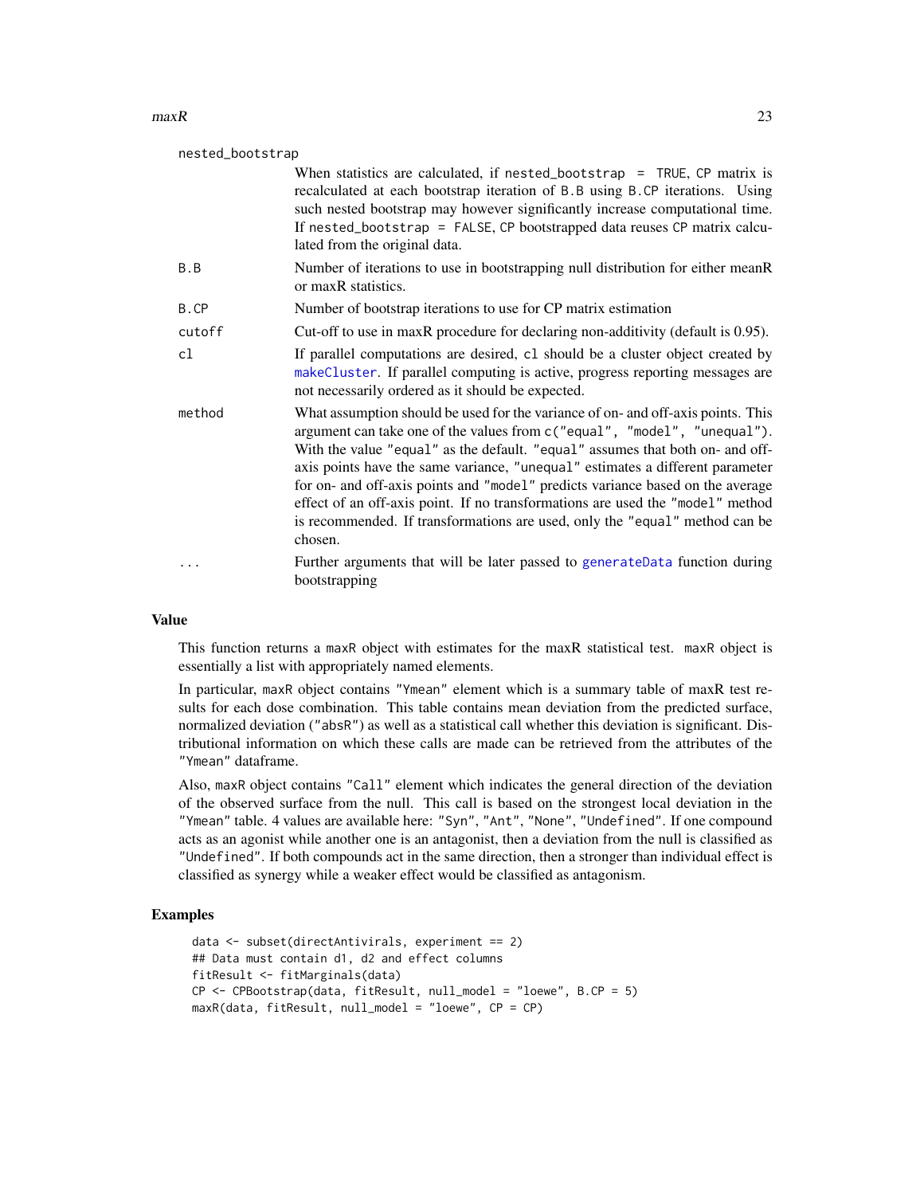| | |
|---|---|
| nested_bootstrap | When statistics are calculated, if nested_bootstrap = TRUE, CP matrix is recalculated at each bootstrap iteration of B.B using B.CP iterations. Using such nested bootstrap may however significantly increase computational time. If nested_bootstrap = FALSE, CP bootstrapped data reuses CP matrix calculated from the original data. |
| B.B | Number of iterations to use in bootstrapping null distribution for either meanR or maxR statistics. |
| B.CP | Number of bootstrap iterations to use for CP matrix estimation |
| cutoff | Cut-off to use in maxR procedure for declaring non-additivity (default is 0.95). |
| cl | If parallel computations are desired, cl should be a cluster object created by makeCluster. If parallel computing is active, progress reporting messages are not necessarily ordered as it should be expected. |
| method | What assumption should be used for the variance of on- and off-axis points. This argument can take one of the values from c("equal", "model", "unequal"). With the value "equal" as the default. "equal" assumes that both on- and off-axis points have the same variance, "unequal" estimates a different parameter for on- and off-axis points and "model" predicts variance based on the average effect of an off-axis point. If no transformations are used the "model" method is recommended. If transformations are used, only the "equal" method can be chosen. |
| ... | Further arguments that will be later passed to generateData function during bootstrapping |

## Value

This function returns a maxR object with estimates for the maxR statistical test. maxR object is essentially a list with appropriately named elements.

In particular, maxR object contains "Ymean" element which is a summary table of maxR test results for each dose combination. This table contains mean deviation from the predicted surface, normalized deviation ("absR") as well as a statistical call whether this deviation is significant. Distributional information on which these calls are made can be retrieved from the attributes of the "Ymean" dataframe.

Also, maxR object contains "Call" element which indicates the general direction of the deviation of the observed surface from the null. This call is based on the strongest local deviation in the "Ymean" table. 4 values are available here: "Syn", "Ant", "None", "Undefined". If one compound acts as an agonist while another one is an antagonist, then a deviation from the null is classified as "Undefined". If both compounds act in the same direction, then a stronger than individual effect is classified as synergy while a weaker effect would be classified as antagonism.

## Examples

```
data <- subset(directAntivirals, experiment == 2)
## Data must contain d1, d2 and effect columns
fitResult <- fitMarginals(data)
CP <- CPBootstrap(data, fitResult, null_model = "loewe", B.CP = 5)
maxR(data, fitResult, null_model = "loewe", CP = CP)
```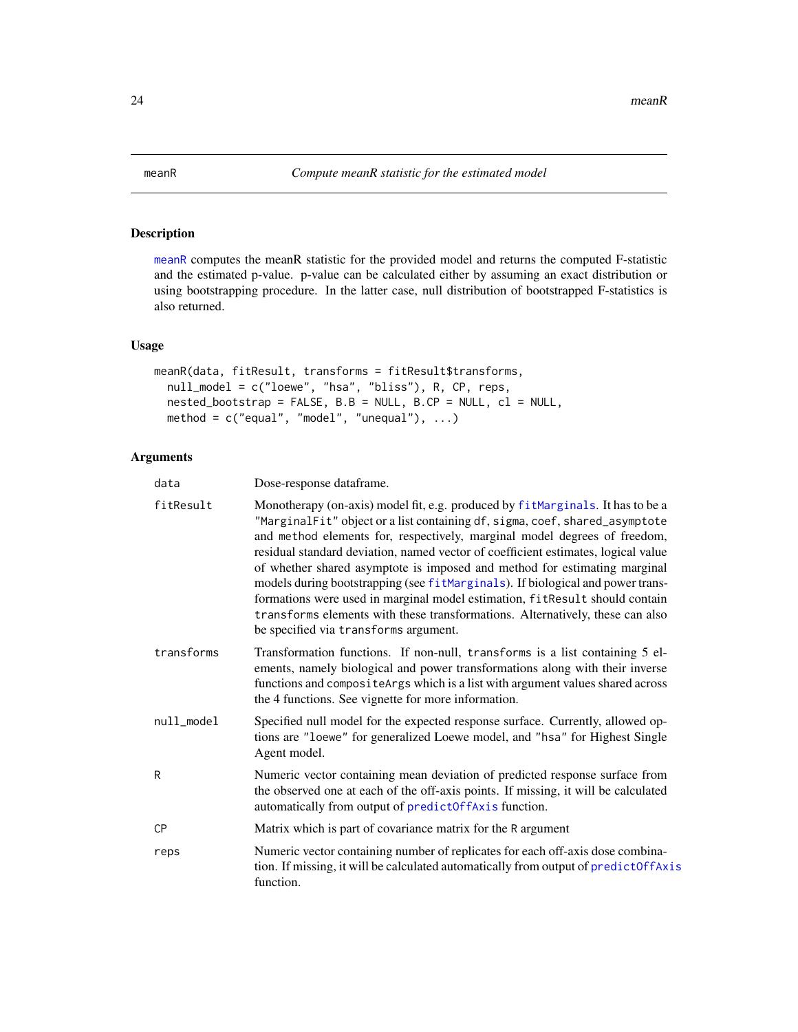meanR *Compute meanR statistic for the estimated model*

## Description

meanR computes the meanR statistic for the provided model and returns the computed F-statistic and the estimated p-value. p-value can be calculated either by assuming an exact distribution or using bootstrapping procedure. In the latter case, null distribution of bootstrapped F-statistics is also returned.

## Usage

```
meanR(data, fitResult, transforms = fitResult$transforms,
  null_model = c("loewe", "hsa", "bliss"), R, CP, reps,
  nested_bootstrap = FALSE, B.B = NULL, B.CP = NULL, cl = NULL,
  method = c("equal", "model", "unequal"), ...)
```

## Arguments

| | |
|---|---|
| `data` | Dose-response dataframe. |
| `fitResult` | Monotherapy (on-axis) model fit, e.g. produced by `fitMarginals`. It has to be a `"MarginalFit"` object or a list containing `df`, `sigma`, `coef`, `shared_asymptote` and `method` elements for, respectively, marginal model degrees of freedom, residual standard deviation, named vector of coefficient estimates, logical value of whether shared asymptote is imposed and method for estimating marginal models during bootstrapping (see `fitMarginals`). If biological and power transformations were used in marginal model estimation, `fitResult` should contain `transforms` elements with these transformations. Alternatively, these can also be specified via `transforms` argument. |
| `transforms` | Transformation functions. If non-null, `transforms` is a list containing 5 elements, namely biological and power transformations along with their inverse functions and `compositeArgs` which is a list with argument values shared across the 4 functions. See vignette for more information. |
| `null_model` | Specified null model for the expected response surface. Currently, allowed options are `"loewe"` for generalized Loewe model, and `"hsa"` for Highest Single Agent model. |
| `R` | Numeric vector containing mean deviation of predicted response surface from the observed one at each of the off-axis points. If missing, it will be calculated automatically from output of `predictOffAxis` function. |
| `CP` | Matrix which is part of covariance matrix for the `R` argument |
| `reps` | Numeric vector containing number of replicates for each off-axis dose combination. If missing, it will be calculated automatically from output of `predictOffAxis` function. |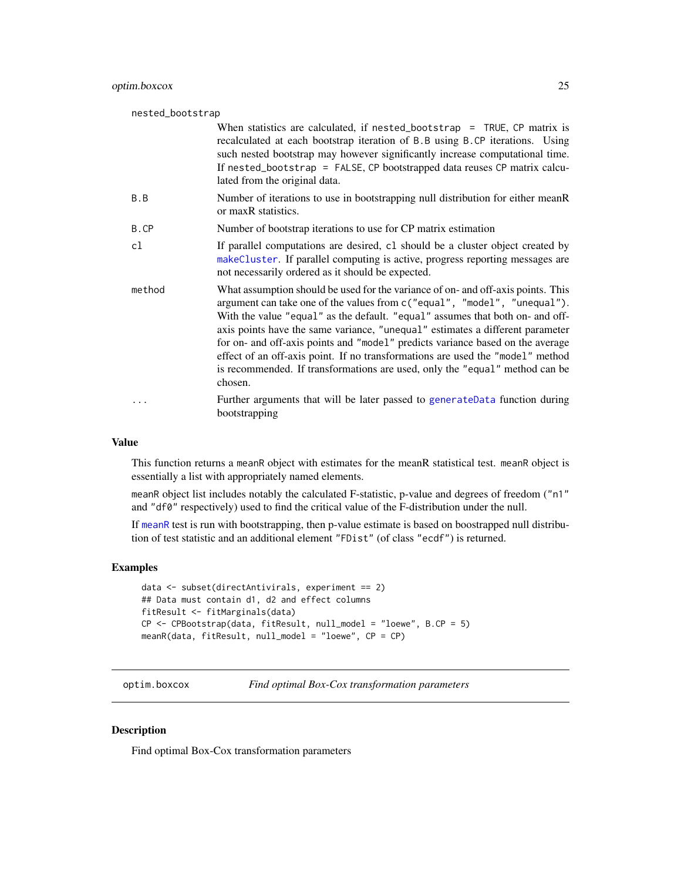nested_bootstrap
: When statistics are calculated, if `nested_bootstrap = TRUE`, `CP` matrix is recalculated at each bootstrap iteration of `B.B` using `B.CP` iterations. Using such nested bootstrap may however significantly increase computational time. If `nested_bootstrap = FALSE`, `CP` bootstrapped data reuses `CP` matrix calculated from the original data.

| Argument | Description |
|---|---|
| B.B | Number of iterations to use in bootstrapping null distribution for either meanR or maxR statistics. |
| B.CP | Number of bootstrap iterations to use for CP matrix estimation |
| cl | If parallel computations are desired, `cl` should be a cluster object created by `makeCluster`. If parallel computing is active, progress reporting messages are not necessarily ordered as it should be expected. |
| method | What assumption should be used for the variance of on- and off-axis points. This argument can take one of the values from `c("equal", "model", "unequal")`. With the value `"equal"` as the default. `"equal"` assumes that both on- and off-axis points have the same variance, `"unequal"` estimates a different parameter for on- and off-axis points and `"model"` predicts variance based on the average effect of an off-axis point. If no transformations are used the `"model"` method is recommended. If transformations are used, only the `"equal"` method can be chosen. |
| ... | Further arguments that will be later passed to `generateData` function during bootstrapping |

### Value

This function returns a `meanR` object with estimates for the meanR statistical test. `meanR` object is essentially a list with appropriately named elements.

`meanR` object list includes notably the calculated F-statistic, p-value and degrees of freedom (`"n1"` and `"df0"` respectively) used to find the critical value of the F-distribution under the null.

If `meanR` test is run with bootstrapping, then p-value estimate is based on boostrapped null distribution of test statistic and an additional element `"FDist"` (of class `"ecdf"`) is returned.

### Examples

```
data <- subset(directAntivirals, experiment == 2)
## Data must contain d1, d2 and effect columns
fitResult <- fitMarginals(data)
CP <- CPBootstrap(data, fitResult, null_model = "loewe", B.CP = 5)
meanR(data, fitResult, null_model = "loewe", CP = CP)
```

---

## optim.boxcox — *Find optimal Box-Cox transformation parameters*

### Description

Find optimal Box-Cox transformation parameters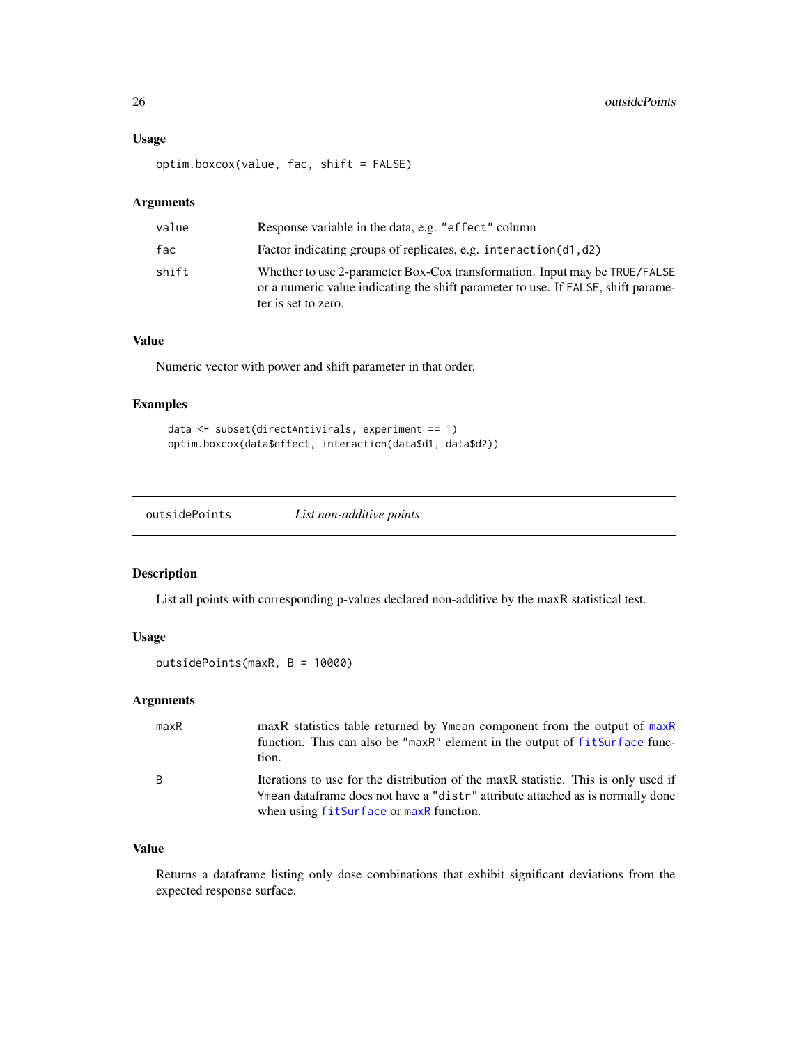### Usage

```
optim.boxcox(value, fac, shift = FALSE)
```

### Arguments

| | |
|---|---|
| value | Response variable in the data, e.g. "effect" column |
| fac | Factor indicating groups of replicates, e.g. interaction(d1,d2) |
| shift | Whether to use 2-parameter Box-Cox transformation. Input may be TRUE/FALSE or a numeric value indicating the shift parameter to use. If FALSE, shift parameter is set to zero. |

### Value

Numeric vector with power and shift parameter in that order.

### Examples

```
data <- subset(directAntivirals, experiment == 1)
optim.boxcox(data$effect, interaction(data$d1, data$d2))
```

---

## outsidePoints — *List non-additive points*

### Description

List all points with corresponding p-values declared non-additive by the maxR statistical test.

### Usage

```
outsidePoints(maxR, B = 10000)
```

### Arguments

| | |
|---|---|
| maxR | maxR statistics table returned by Ymean component from the output of maxR function. This can also be "maxR" element in the output of fitSurface function. |
| B | Iterations to use for the distribution of the maxR statistic. This is only used if Ymean dataframe does not have a "distr" attribute attached as is normally done when using fitSurface or maxR function. |

### Value

Returns a dataframe listing only dose combinations that exhibit significant deviations from the expected response surface.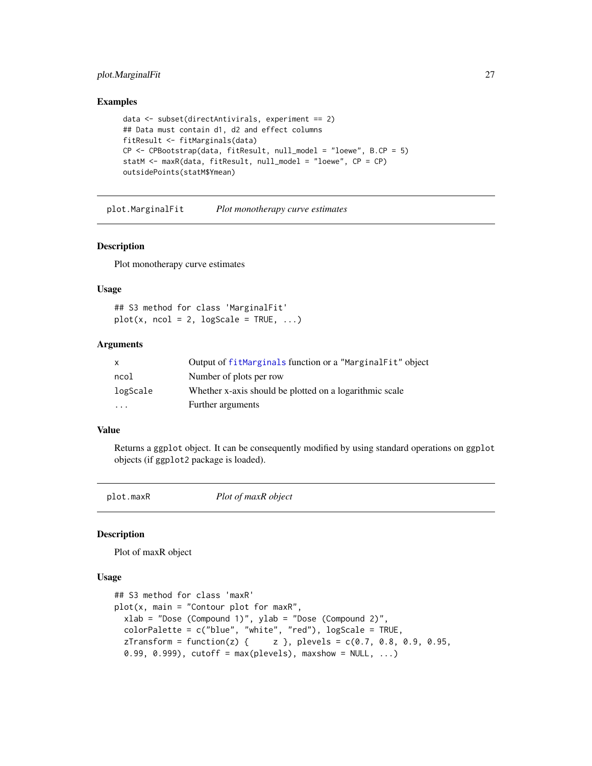## Examples

```
data <- subset(directAntivirals, experiment == 2)
## Data must contain d1, d2 and effect columns
fitResult <- fitMarginals(data)
CP <- CPBootstrap(data, fitResult, null_model = "loewe", B.CP = 5)
statM <- maxR(data, fitResult, null_model = "loewe", CP = CP)
outsidePoints(statM$Ymean)
```

---

# plot.MarginalFit — *Plot monotherapy curve estimates*

## Description

Plot monotherapy curve estimates

## Usage

```
## S3 method for class 'MarginalFit'
plot(x, ncol = 2, logScale = TRUE, ...)
```

## Arguments

| | |
|---|---|
| `x` | Output of `fitMarginals` function or a `"MarginalFit"` object |
| `ncol` | Number of plots per row |
| `logScale` | Whether x-axis should be plotted on a logarithmic scale |
| `...` | Further arguments |

## Value

Returns a `ggplot` object. It can be consequently modified by using standard operations on `ggplot` objects (if `ggplot2` package is loaded).

---

# plot.maxR — *Plot of maxR object*

## Description

Plot of maxR object

## Usage

```
## S3 method for class 'maxR'
plot(x, main = "Contour plot for maxR",
  xlab = "Dose (Compound 1)", ylab = "Dose (Compound 2)",
  colorPalette = c("blue", "white", "red"), logScale = TRUE,
  zTransform = function(z) {     z }, plevels = c(0.7, 0.8, 0.9, 0.95,
  0.99, 0.999), cutoff = max(plevels), maxshow = NULL, ...)
```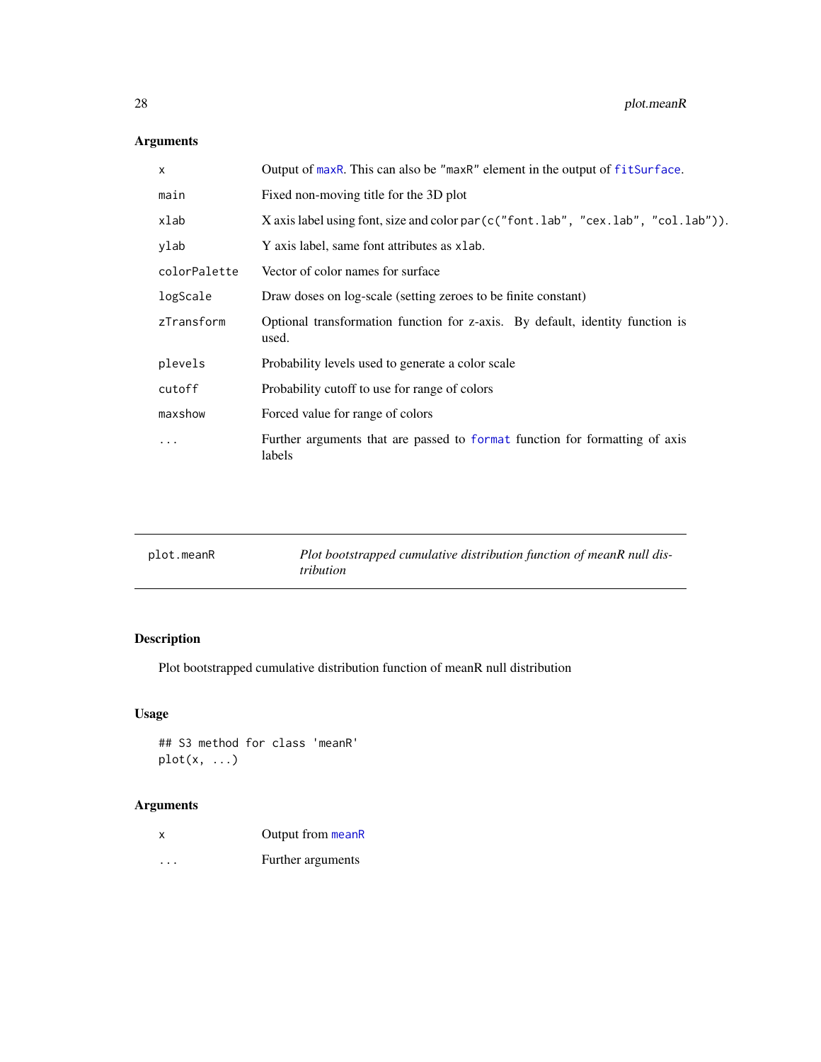### Arguments

| | |
|---|---|
| `x` | Output of `maxR`. This can also be "maxR" element in the output of `fitSurface`. |
| `main` | Fixed non-moving title for the 3D plot |
| `xlab` | X axis label using font, size and color `par(c("font.lab", "cex.lab", "col.lab"))`. |
| `ylab` | Y axis label, same font attributes as `xlab`. |
| `colorPalette` | Vector of color names for surface |
| `logScale` | Draw doses on log-scale (setting zeroes to be finite constant) |
| `zTransform` | Optional transformation function for z-axis. By default, identity function is used. |
| `plevels` | Probability levels used to generate a color scale |
| `cutoff` | Probability cutoff to use for range of colors |
| `maxshow` | Forced value for range of colors |
| `...` | Further arguments that are passed to `format` function for formatting of axis labels |

---

## plot.meanR — *Plot bootstrapped cumulative distribution function of meanR null distribution*

---

### Description

Plot bootstrapped cumulative distribution function of meanR null distribution

### Usage

```
## S3 method for class 'meanR'
plot(x, ...)
```

### Arguments

| | |
|---|---|
| `x` | Output from `meanR` |
| `...` | Further arguments |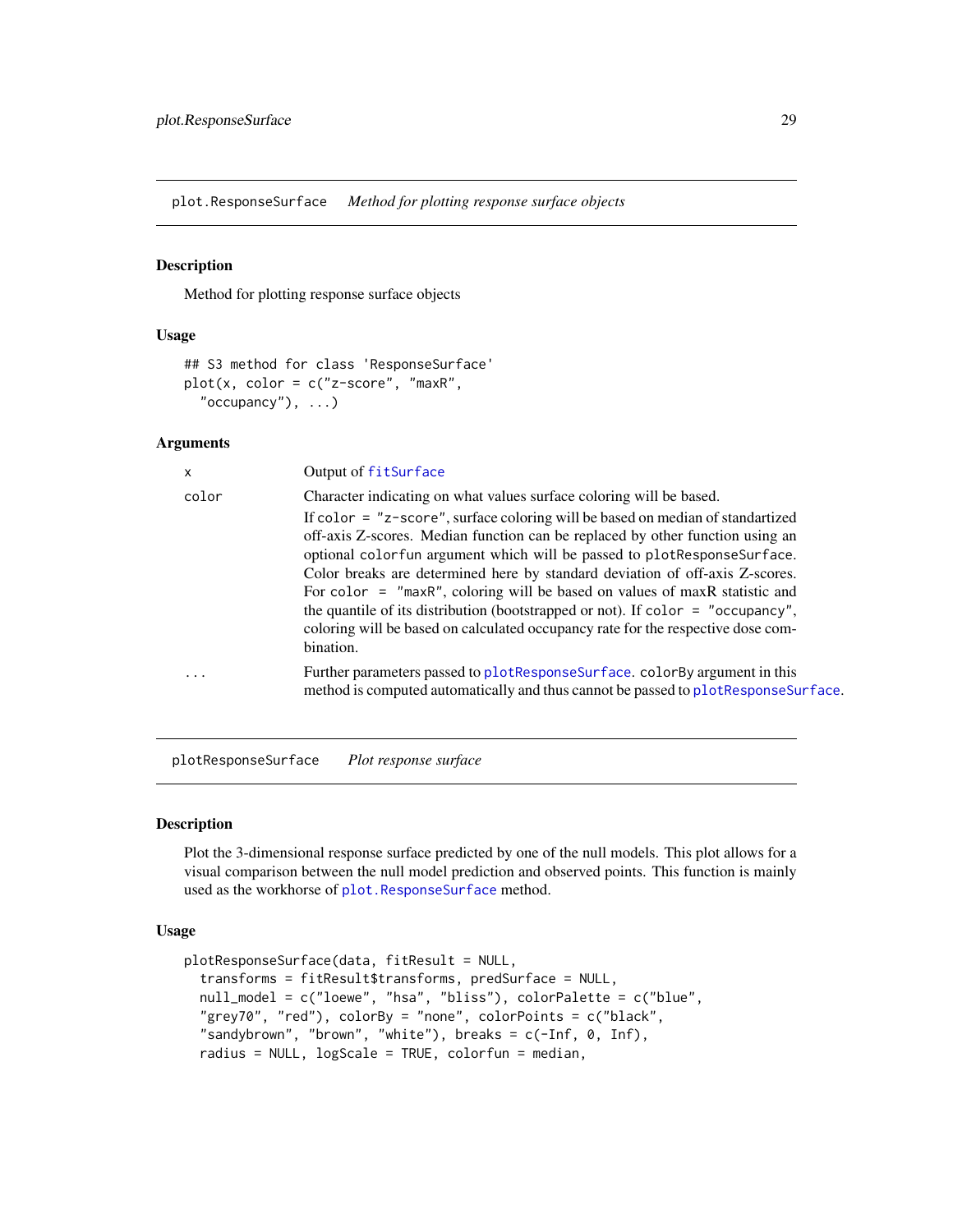## plot.ResponseSurface *Method for plotting response surface objects*

### Description

Method for plotting response surface objects

### Usage

```
## S3 method for class 'ResponseSurface'
plot(x, color = c("z-score", "maxR",
  "occupancy"), ...)
```

### Arguments

| | |
|---|---|
| x | Output of `fitSurface` |
| color | Character indicating on what values surface coloring will be based. If `color = "z-score"`, surface coloring will be based on median of standartized off-axis Z-scores. Median function can be replaced by other function using an optional `colorfun` argument which will be passed to `plotResponseSurface`. Color breaks are determined here by standard deviation of off-axis Z-scores. For `color = "maxR"`, coloring will be based on values of maxR statistic and the quantile of its distribution (bootstrapped or not). If `color = "occupancy"`, coloring will be based on calculated occupancy rate for the respective dose combination. |
| ... | Further parameters passed to `plotResponseSurface`. `colorBy` argument in this method is computed automatically and thus cannot be passed to `plotResponseSurface`. |

## plotResponseSurface *Plot response surface*

### Description

Plot the 3-dimensional response surface predicted by one of the null models. This plot allows for a visual comparison between the null model prediction and observed points. This function is mainly used as the workhorse of `plot.ResponseSurface` method.

### Usage

```
plotResponseSurface(data, fitResult = NULL,
  transforms = fitResult$transforms, predSurface = NULL,
  null_model = c("loewe", "hsa", "bliss"), colorPalette = c("blue",
  "grey70", "red"), colorBy = "none", colorPoints = c("black",
  "sandybrown", "brown", "white"), breaks = c(-Inf, 0, Inf),
  radius = NULL, logScale = TRUE, colorfun = median,
```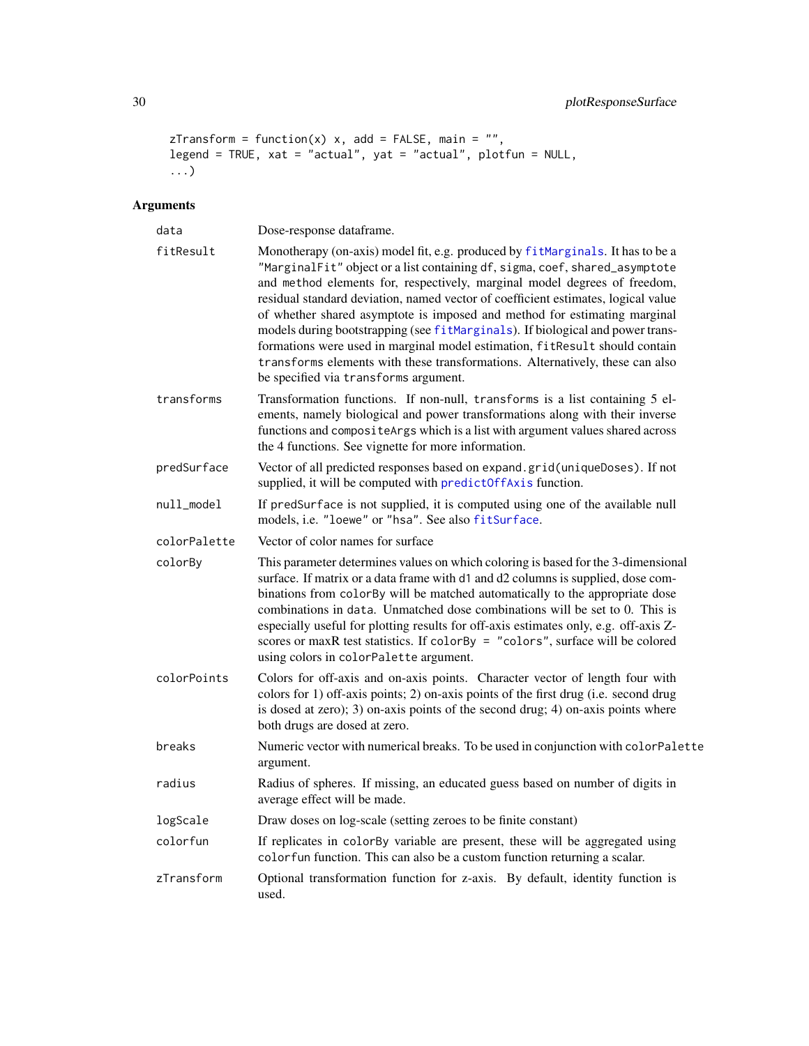```
zTransform = function(x) x, add = FALSE, main = "",
legend = TRUE, xat = "actual", yat = "actual", plotfun = NULL,
...)
```

## Arguments

| Argument | Description |
|---|---|
| data | Dose-response dataframe. |
| fitResult | Monotherapy (on-axis) model fit, e.g. produced by fitMarginals. It has to be a "MarginalFit" object or a list containing df, sigma, coef, shared_asymptote and method elements for, respectively, marginal model degrees of freedom, residual standard deviation, named vector of coefficient estimates, logical value of whether shared asymptote is imposed and method for estimating marginal models during bootstrapping (see fitMarginals). If biological and power transformations were used in marginal model estimation, fitResult should contain transforms elements with these transformations. Alternatively, these can also be specified via transforms argument. |
| transforms | Transformation functions. If non-null, transforms is a list containing 5 elements, namely biological and power transformations along with their inverse functions and compositeArgs which is a list with argument values shared across the 4 functions. See vignette for more information. |
| predSurface | Vector of all predicted responses based on expand.grid(uniqueDoses). If not supplied, it will be computed with predictOffAxis function. |
| null_model | If predSurface is not supplied, it is computed using one of the available null models, i.e. "loewe" or "hsa". See also fitSurface. |
| colorPalette | Vector of color names for surface |
| colorBy | This parameter determines values on which coloring is based for the 3-dimensional surface. If matrix or a data frame with d1 and d2 columns is supplied, dose combinations from colorBy will be matched automatically to the appropriate dose combinations in data. Unmatched dose combinations will be set to 0. This is especially useful for plotting results for off-axis estimates only, e.g. off-axis Z-scores or maxR test statistics. If colorBy = "colors", surface will be colored using colors in colorPalette argument. |
| colorPoints | Colors for off-axis and on-axis points. Character vector of length four with colors for 1) off-axis points; 2) on-axis points of the first drug (i.e. second drug is dosed at zero); 3) on-axis points of the second drug; 4) on-axis points where both drugs are dosed at zero. |
| breaks | Numeric vector with numerical breaks. To be used in conjunction with colorPalette argument. |
| radius | Radius of spheres. If missing, an educated guess based on number of digits in average effect will be made. |
| logScale | Draw doses on log-scale (setting zeroes to be finite constant) |
| colorfun | If replicates in colorBy variable are present, these will be aggregated using colorfun function. This can also be a custom function returning a scalar. |
| zTransform | Optional transformation function for z-axis. By default, identity function is used. |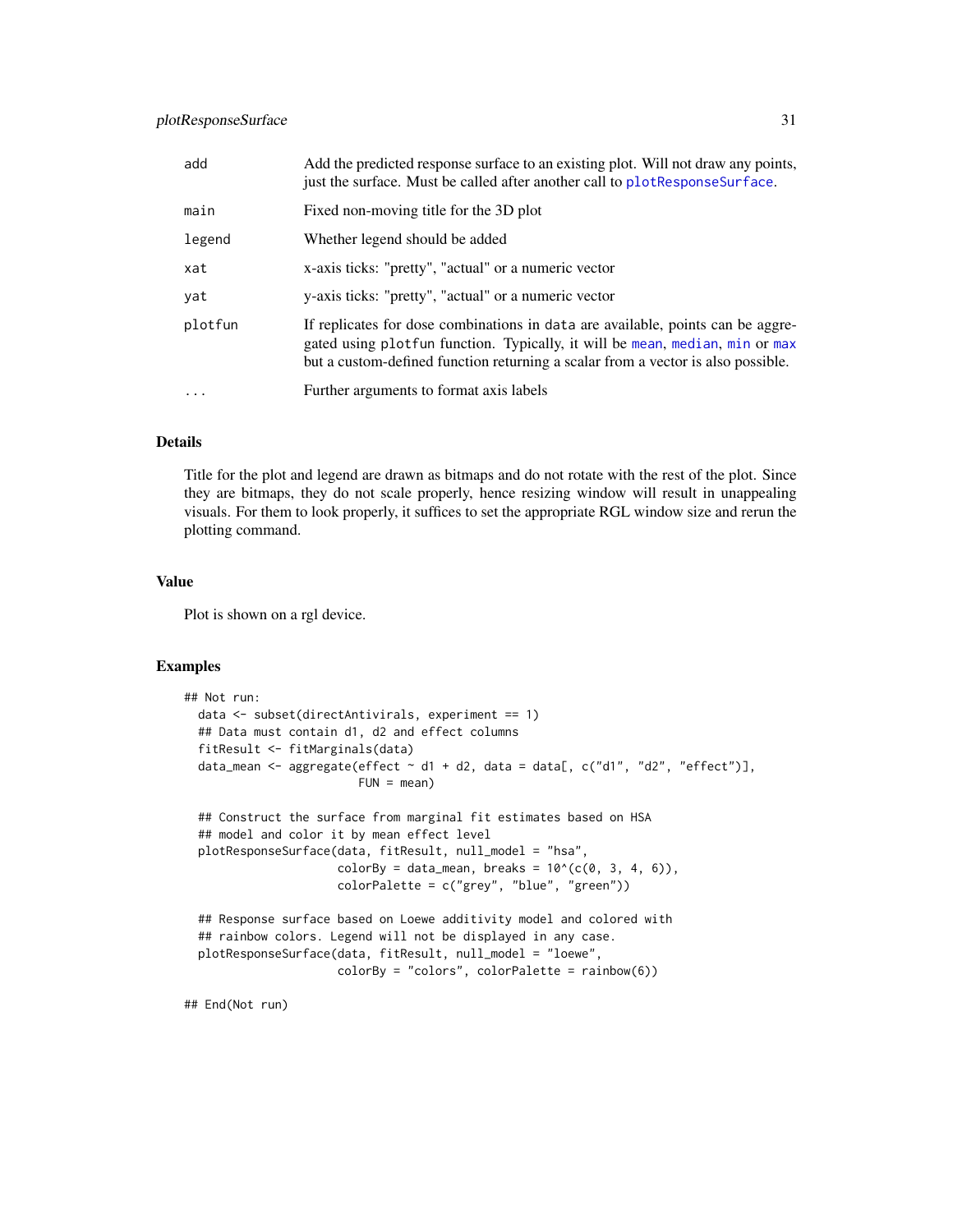| | |
|---|---|
| add | Add the predicted response surface to an existing plot. Will not draw any points, just the surface. Must be called after another call to plotResponseSurface. |
| main | Fixed non-moving title for the 3D plot |
| legend | Whether legend should be added |
| xat | x-axis ticks: "pretty", "actual" or a numeric vector |
| yat | y-axis ticks: "pretty", "actual" or a numeric vector |
| plotfun | If replicates for dose combinations in data are available, points can be aggregated using plotfun function. Typically, it will be mean, median, min or max but a custom-defined function returning a scalar from a vector is also possible. |
| ... | Further arguments to format axis labels |

## Details

Title for the plot and legend are drawn as bitmaps and do not rotate with the rest of the plot. Since they are bitmaps, they do not scale properly, hence resizing window will result in unappealing visuals. For them to look properly, it suffices to set the appropriate RGL window size and rerun the plotting command.

## Value

Plot is shown on a rgl device.

## Examples

```
## Not run:
  data <- subset(directAntivirals, experiment == 1)
  ## Data must contain d1, d2 and effect columns
  fitResult <- fitMarginals(data)
  data_mean <- aggregate(effect ~ d1 + d2, data = data[, c("d1", "d2", "effect")],
                         FUN = mean)

  ## Construct the surface from marginal fit estimates based on HSA
  ## model and color it by mean effect level
  plotResponseSurface(data, fitResult, null_model = "hsa",
                      colorBy = data_mean, breaks = 10^(c(0, 3, 4, 6)),
                      colorPalette = c("grey", "blue", "green"))

  ## Response surface based on Loewe additivity model and colored with
  ## rainbow colors. Legend will not be displayed in any case.
  plotResponseSurface(data, fitResult, null_model = "loewe",
                      colorBy = "colors", colorPalette = rainbow(6))

## End(Not run)
```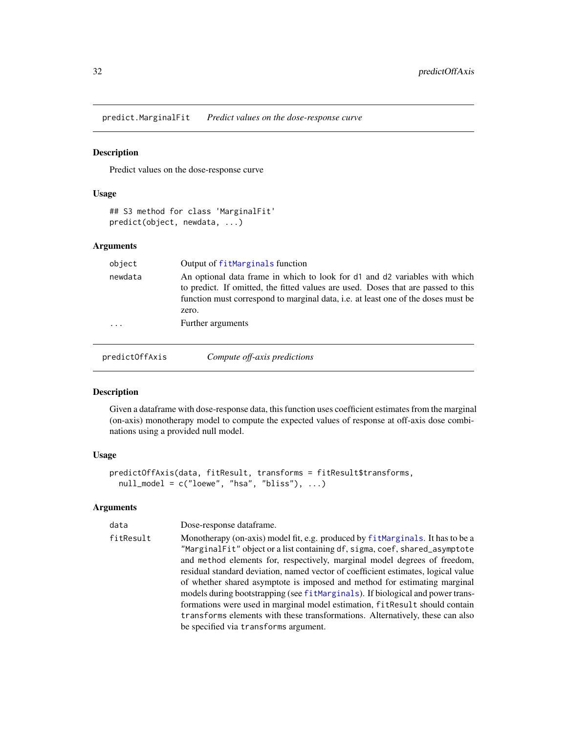## predict.MarginalFit — *Predict values on the dose-response curve*

### Description

Predict values on the dose-response curve

### Usage

```
## S3 method for class 'MarginalFit'
predict(object, newdata, ...)
```

### Arguments

| | |
|---|---|
| object | Output of fitMarginals function |
| newdata | An optional data frame in which to look for d1 and d2 variables with which to predict. If omitted, the fitted values are used. Doses that are passed to this function must correspond to marginal data, i.e. at least one of the doses must be zero. |
| ... | Further arguments |

## predictOffAxis — *Compute off-axis predictions*

### Description

Given a dataframe with dose-response data, this function uses coefficient estimates from the marginal (on-axis) monotherapy model to compute the expected values of response at off-axis dose combinations using a provided null model.

### Usage

```
predictOffAxis(data, fitResult, transforms = fitResult$transforms,
  null_model = c("loewe", "hsa", "bliss"), ...)
```

### Arguments

| | |
|---|---|
| data | Dose-response dataframe. |
| fitResult | Monotherapy (on-axis) model fit, e.g. produced by fitMarginals. It has to be a "MarginalFit" object or a list containing df, sigma, coef, shared_asymptote and method elements for, respectively, marginal model degrees of freedom, residual standard deviation, named vector of coefficient estimates, logical value of whether shared asymptote is imposed and method for estimating marginal models during bootstrapping (see fitMarginals). If biological and power transformations were used in marginal model estimation, fitResult should contain transforms elements with these transformations. Alternatively, these can also be specified via transforms argument. |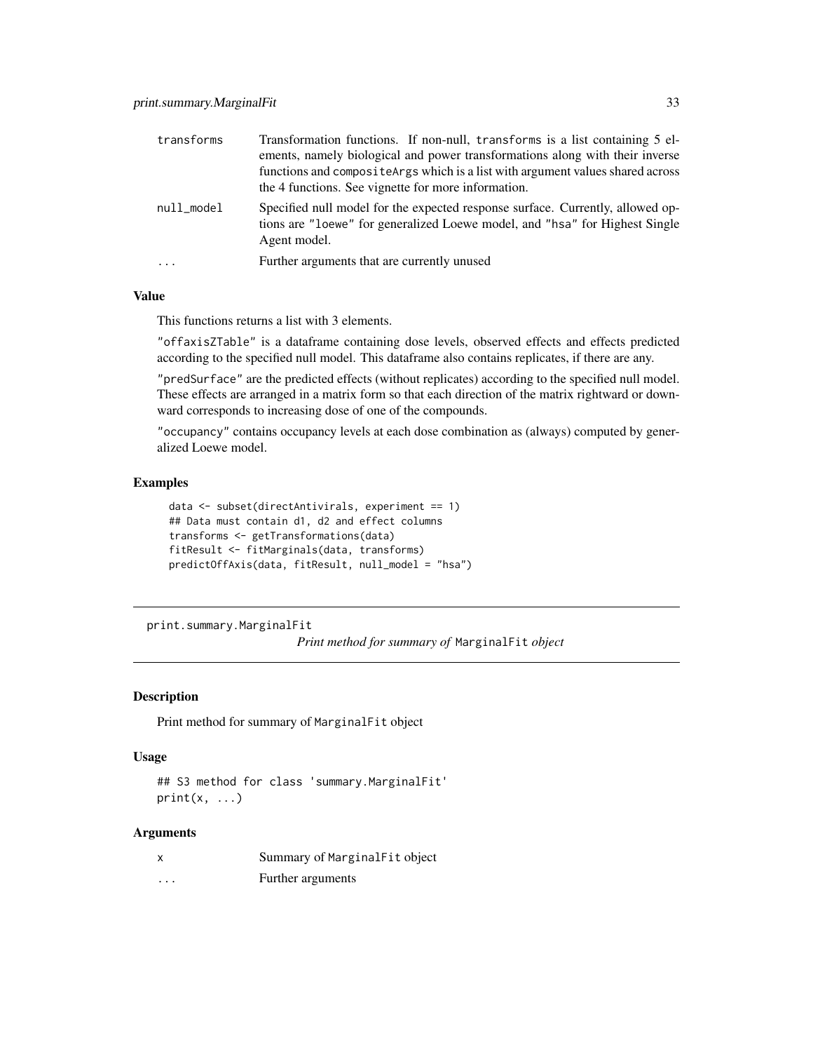| | |
|---|---|
| transforms | Transformation functions. If non-null, transforms is a list containing 5 elements, namely biological and power transformations along with their inverse functions and compositeArgs which is a list with argument values shared across the 4 functions. See vignette for more information. |
| null_model | Specified null model for the expected response surface. Currently, allowed options are "loewe" for generalized Loewe model, and "hsa" for Highest Single Agent model. |
| ... | Further arguments that are currently unused |

### Value

This functions returns a list with 3 elements.

"offaxisZTable" is a dataframe containing dose levels, observed effects and effects predicted according to the specified null model. This dataframe also contains replicates, if there are any.

"predSurface" are the predicted effects (without replicates) according to the specified null model. These effects are arranged in a matrix form so that each direction of the matrix rightward or downward corresponds to increasing dose of one of the compounds.

"occupancy" contains occupancy levels at each dose combination as (always) computed by generalized Loewe model.

### Examples

```
data <- subset(directAntivirals, experiment == 1)
## Data must contain d1, d2 and effect columns
transforms <- getTransformations(data)
fitResult <- fitMarginals(data, transforms)
predictOffAxis(data, fitResult, null_model = "hsa")
```

---

## print.summary.MarginalFit — *Print method for summary of* MarginalFit *object*

---

### Description

Print method for summary of MarginalFit object

### Usage

```
## S3 method for class 'summary.MarginalFit'
print(x, ...)
```

### Arguments

| | |
|---|---|
| x | Summary of MarginalFit object |
| ... | Further arguments |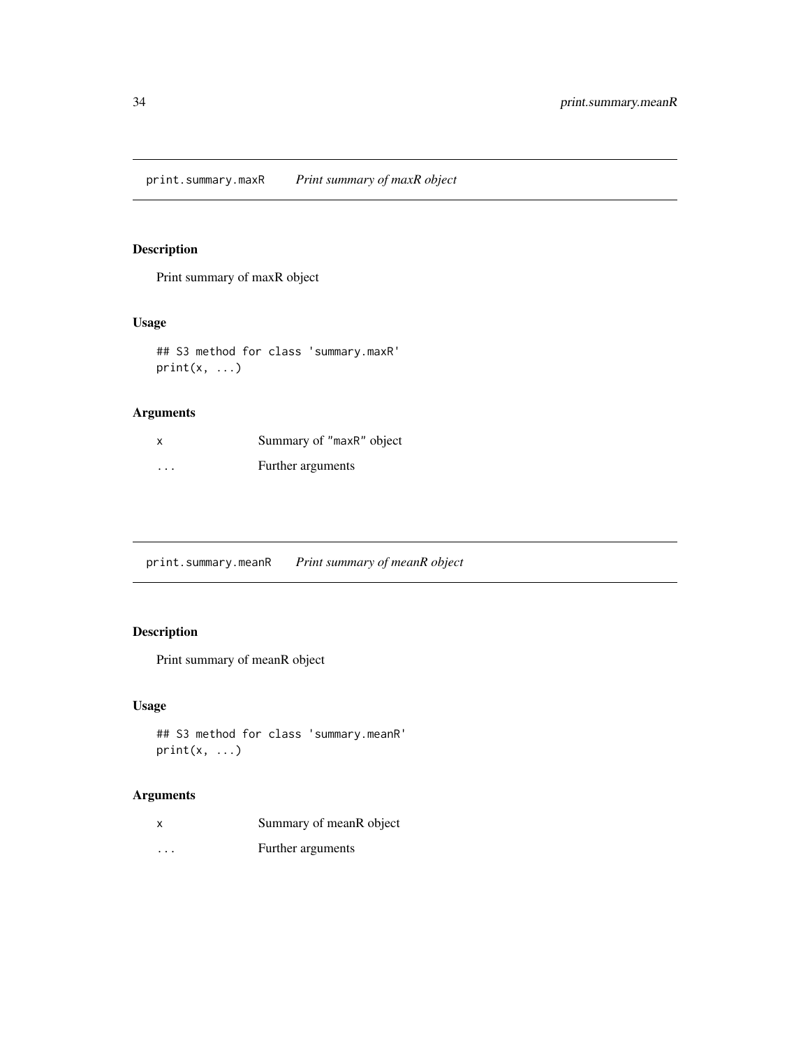## print.summary.maxR *Print summary of maxR object*

### Description

Print summary of maxR object

### Usage

```
## S3 method for class 'summary.maxR'
print(x, ...)
```

### Arguments

| | |
|---|---|
| x | Summary of "maxR" object |
| ... | Further arguments |

## print.summary.meanR *Print summary of meanR object*

### Description

Print summary of meanR object

### Usage

```
## S3 method for class 'summary.meanR'
print(x, ...)
```

### Arguments

| | |
|---|---|
| x | Summary of meanR object |
| ... | Further arguments |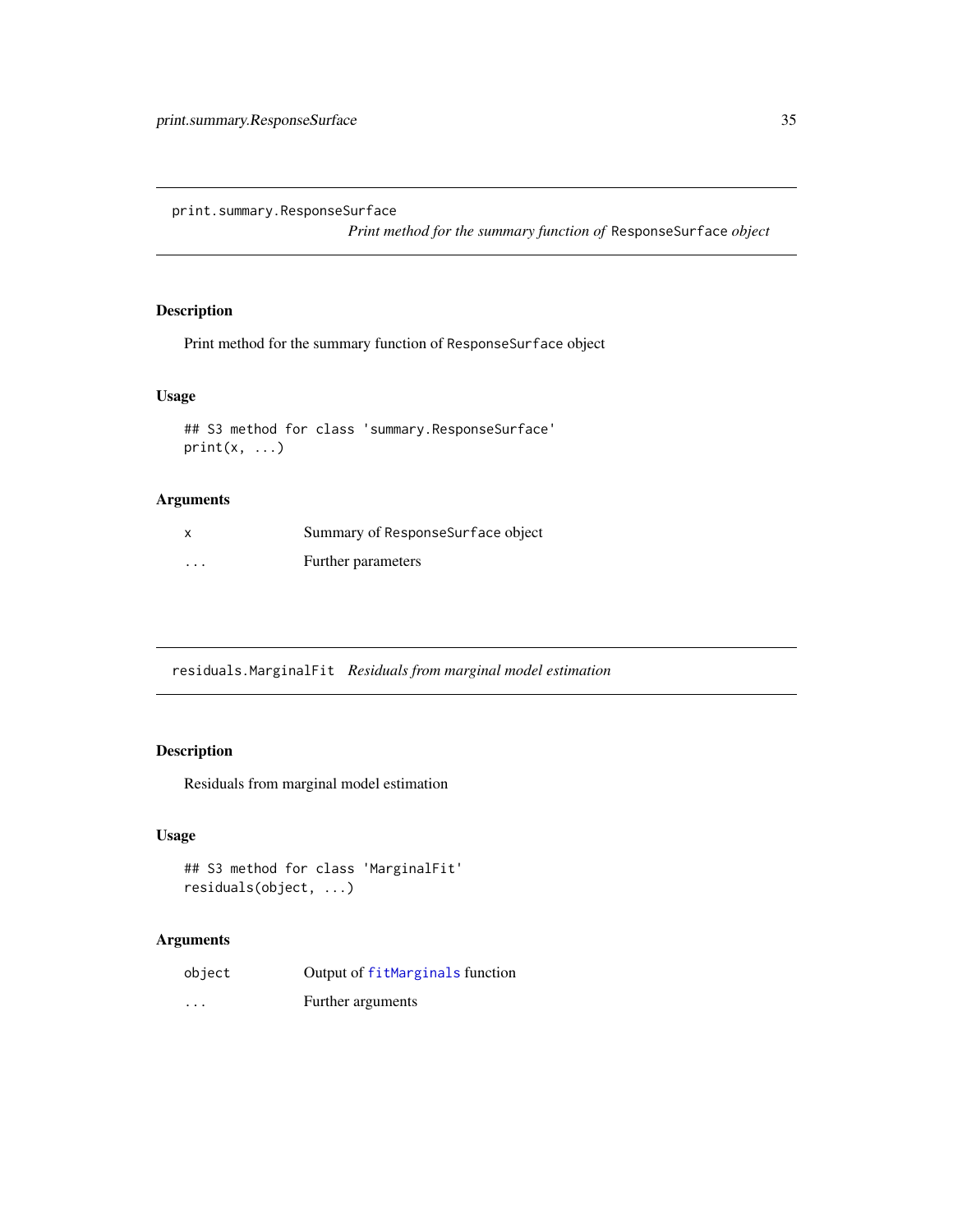## print.summary.ResponseSurface

*Print method for the summary function of* `ResponseSurface` *object*

### Description

Print method for the summary function of `ResponseSurface` object

### Usage

```
## S3 method for class 'summary.ResponseSurface'
print(x, ...)
```

### Arguments

| | |
|---|---|
| x | Summary of `ResponseSurface` object |
| ... | Further parameters |

## residuals.MarginalFit

*Residuals from marginal model estimation*

### Description

Residuals from marginal model estimation

### Usage

```
## S3 method for class 'MarginalFit'
residuals(object, ...)
```

### Arguments

| | |
|---|---|
| object | Output of `fitMarginals` function |
| ... | Further arguments |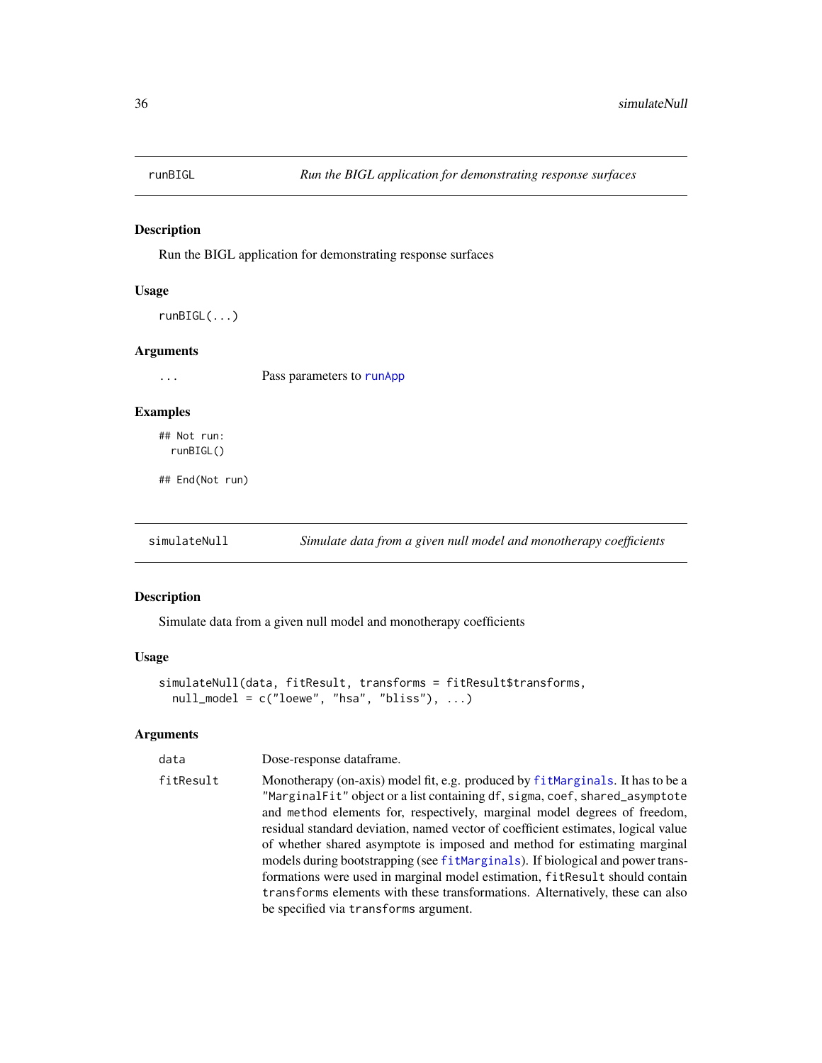## runBIGL — *Run the BIGL application for demonstrating response surfaces*

### Description

Run the BIGL application for demonstrating response surfaces

### Usage

```
runBIGL(...)
```

### Arguments

| | |
|---|---|
| ... | Pass parameters to runApp |

### Examples

```
## Not run:
  runBIGL()

## End(Not run)
```

## simulateNull — *Simulate data from a given null model and monotherapy coefficients*

### Description

Simulate data from a given null model and monotherapy coefficients

### Usage

```
simulateNull(data, fitResult, transforms = fitResult$transforms,
  null_model = c("loewe", "hsa", "bliss"), ...)
```

### Arguments

| | |
|---|---|
| data | Dose-response dataframe. |
| fitResult | Monotherapy (on-axis) model fit, e.g. produced by fitMarginals. It has to be a "MarginalFit" object or a list containing df, sigma, coef, shared_asymptote and method elements for, respectively, marginal model degrees of freedom, residual standard deviation, named vector of coefficient estimates, logical value of whether shared asymptote is imposed and method for estimating marginal models during bootstrapping (see fitMarginals). If biological and power transformations were used in marginal model estimation, fitResult should contain transforms elements with these transformations. Alternatively, these can also be specified via transforms argument. |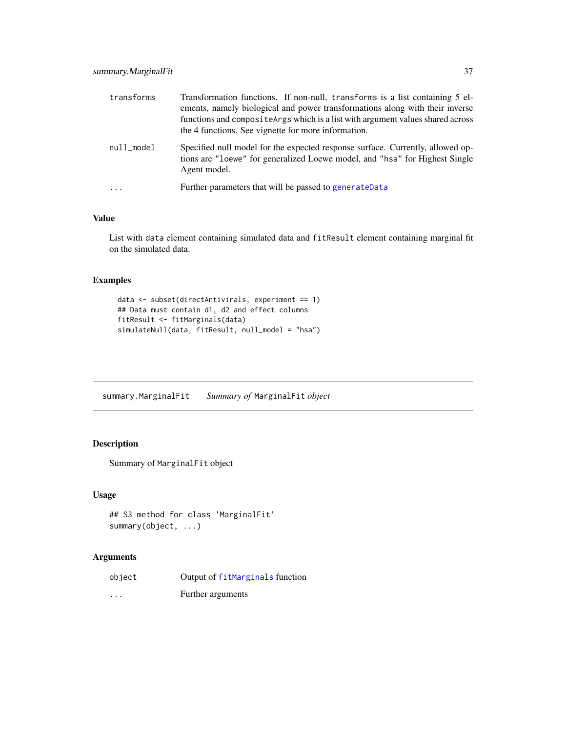| | |
|---|---|
| `transforms` | Transformation functions. If non-null, `transforms` is a list containing 5 elements, namely biological and power transformations along with their inverse functions and `compositeArgs` which is a list with argument values shared across the 4 functions. See vignette for more information. |
| `null_model` | Specified null model for the expected response surface. Currently, allowed options are `"loewe"` for generalized Loewe model, and `"hsa"` for Highest Single Agent model. |
| `...` | Further parameters that will be passed to `generateData` |

## Value

List with `data` element containing simulated data and `fitResult` element containing marginal fit on the simulated data.

## Examples

```
data <- subset(directAntivirals, experiment == 1)
## Data must contain d1, d2 and effect columns
fitResult <- fitMarginals(data)
simulateNull(data, fitResult, null_model = "hsa")
```

---

# summary.MarginalFit *Summary of* MarginalFit *object*

## Description

Summary of `MarginalFit` object

## Usage

```
## S3 method for class 'MarginalFit'
summary(object, ...)
```

## Arguments

| | |
|---|---|
| `object` | Output of `fitMarginals` function |
| `...` | Further arguments |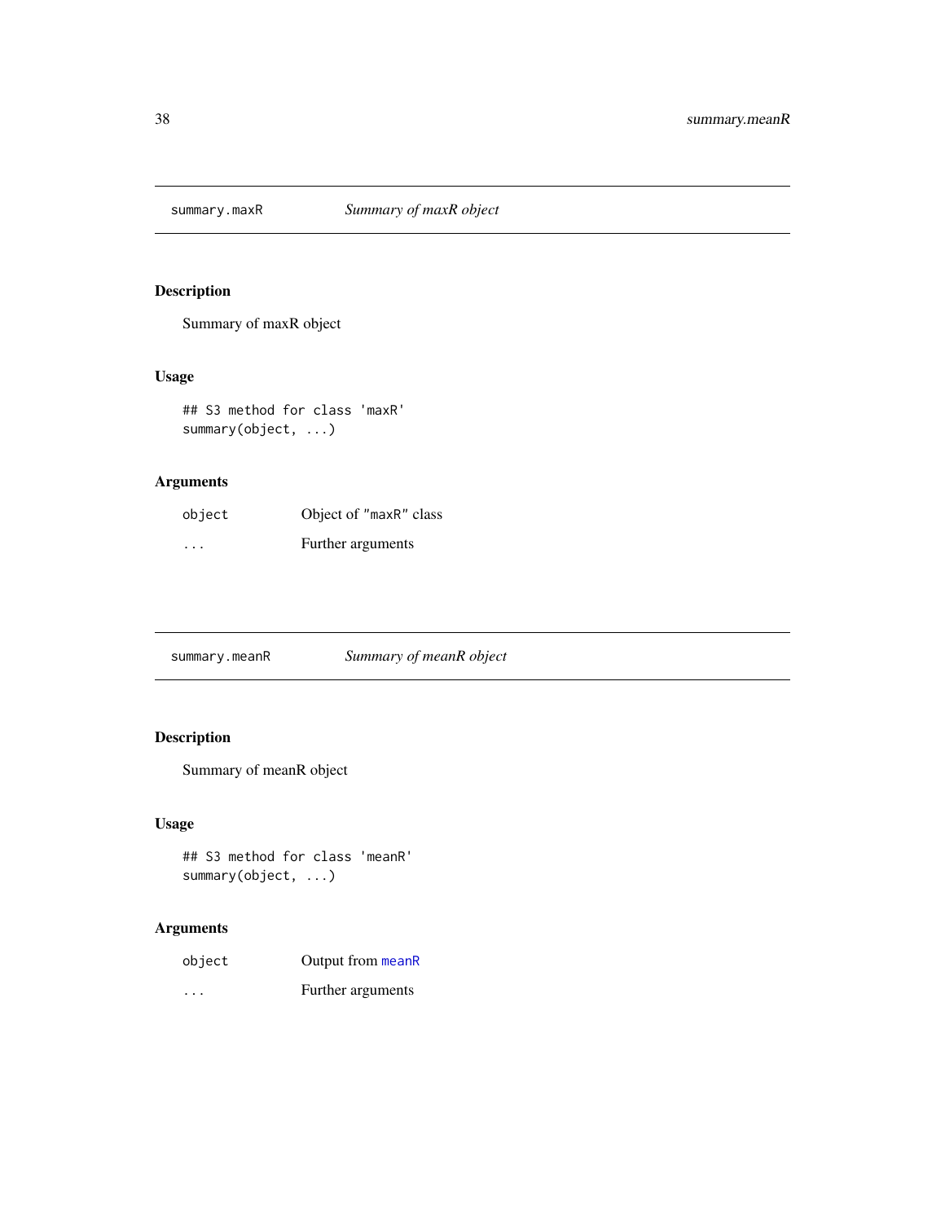## summary.maxR — *Summary of maxR object*

### Description

Summary of maxR object

### Usage

```
## S3 method for class 'maxR'
summary(object, ...)
```

### Arguments

| | |
|---|---|
| `object` | Object of "maxR" class |
| `...` | Further arguments |

## summary.meanR — *Summary of meanR object*

### Description

Summary of meanR object

### Usage

```
## S3 method for class 'meanR'
summary(object, ...)
```

### Arguments

| | |
|---|---|
| `object` | Output from `meanR` |
| `...` | Further arguments |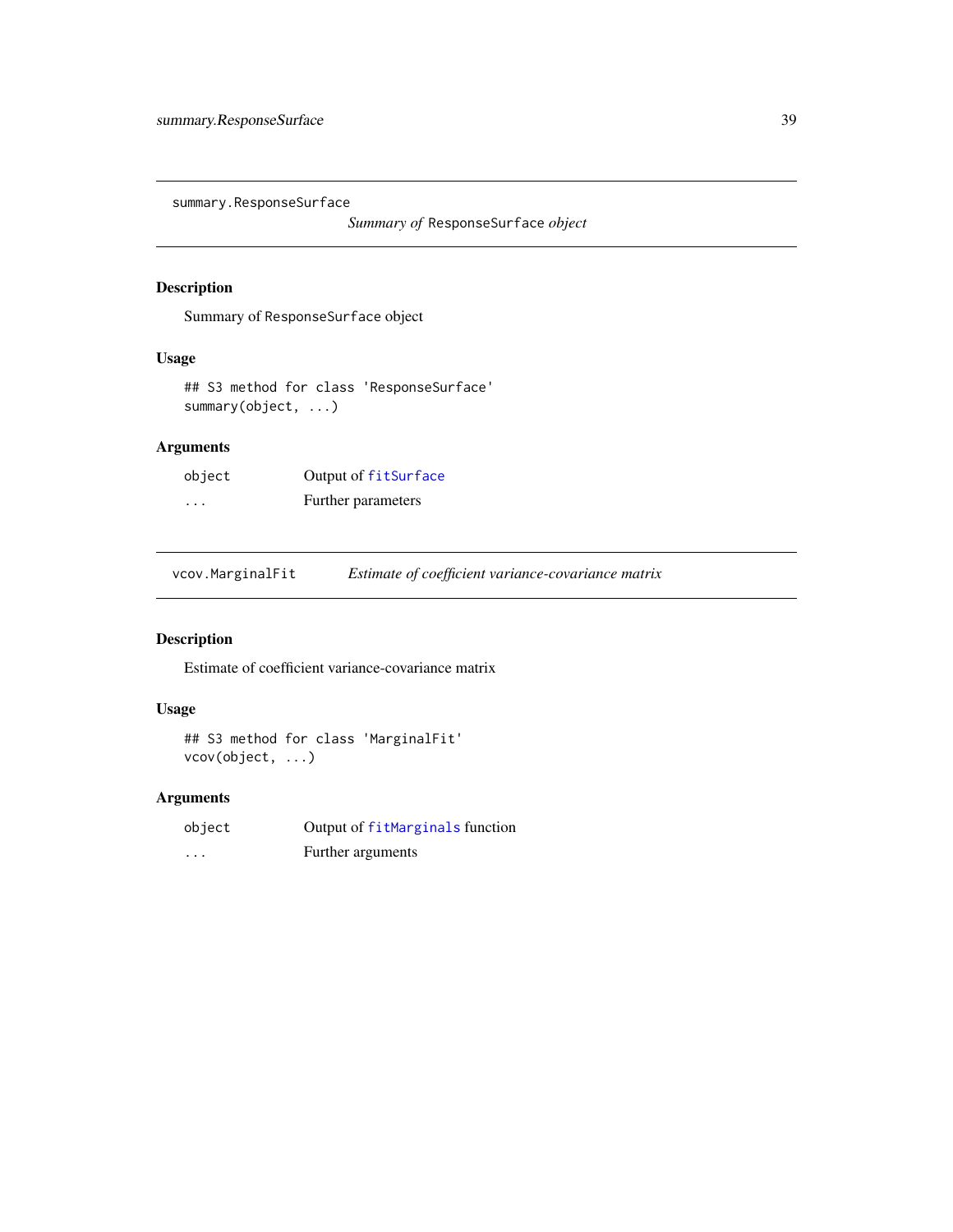## summary.ResponseSurface

*Summary of* `ResponseSurface` *object*

### Description

Summary of `ResponseSurface` object

### Usage

```
## S3 method for class 'ResponseSurface'
summary(object, ...)
```

### Arguments

| | |
|---|---|
| `object` | Output of `fitSurface` |
| `...` | Further parameters |

## vcov.MarginalFit

*Estimate of coefficient variance-covariance matrix*

### Description

Estimate of coefficient variance-covariance matrix

### Usage

```
## S3 method for class 'MarginalFit'
vcov(object, ...)
```

### Arguments

| | |
|---|---|
| `object` | Output of `fitMarginals` function |
| `...` | Further arguments |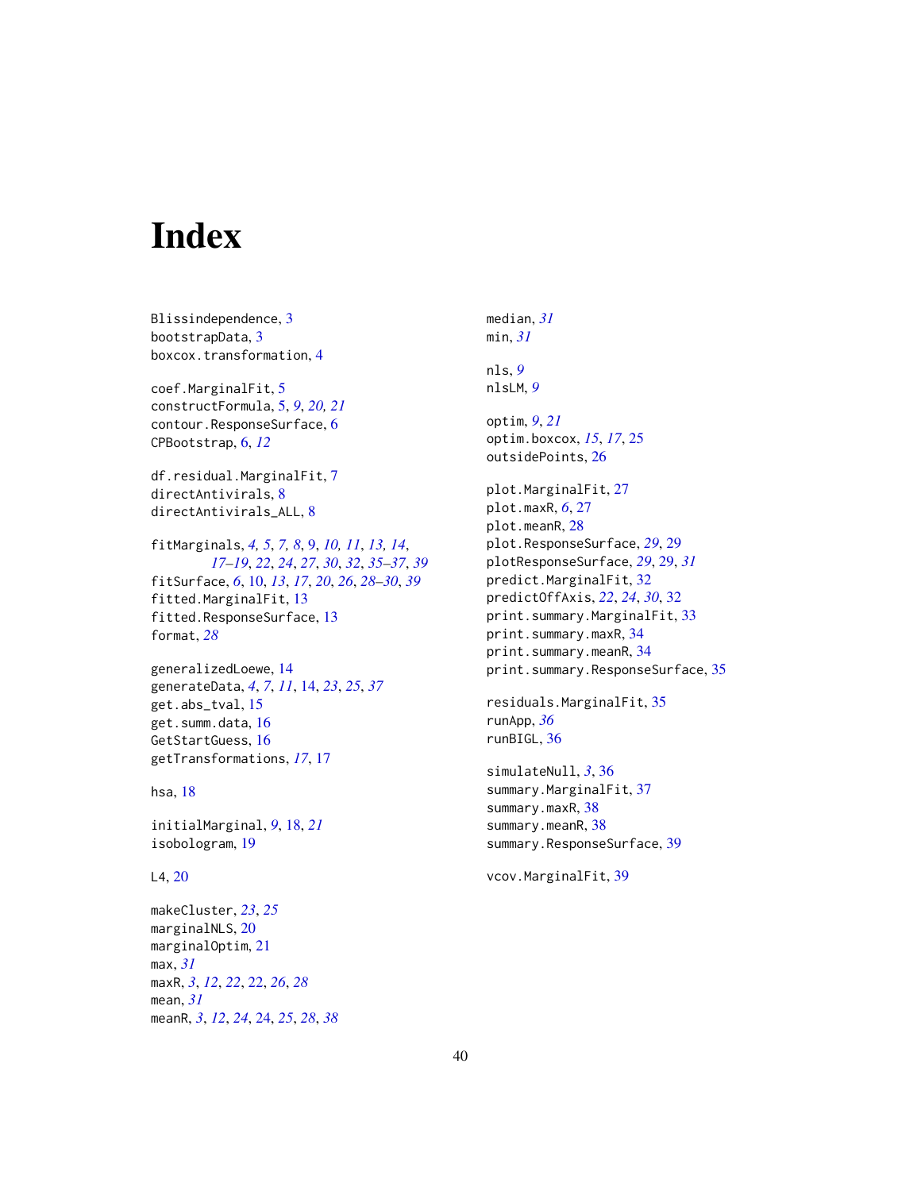# Index

Blissindependence, 3
bootstrapData, 3
boxcox.transformation, 4

coef.MarginalFit, 5
constructFormula, 5, *9*, *20, 21*
contour.ResponseSurface, 6
CPBootstrap, 6, *12*

df.residual.MarginalFit, 7
directAntivirals, 8
directAntivirals_ALL, 8

fitMarginals, *4, 5*, *7, 8*, 9, *10, 11*, *13, 14*, *17–19*, *22*, *24*, *27*, *30*, *32*, *35–37*, *39*
fitSurface, *6*, 10, *13*, *17*, *20*, *26*, *28–30*, *39*
fitted.MarginalFit, 13
fitted.ResponseSurface, 13
format, *28*

generalizedLoewe, 14
generateData, *4*, *7*, *11*, 14, *23*, *25*, *37*
get.abs_tval, 15
get.summ.data, 16
GetStartGuess, 16
getTransformations, *17*, 17

hsa, 18

initialMarginal, *9*, 18, *21*
isobologram, 19

L4, 20

makeCluster, *23*, *25*
marginalNLS, 20
marginalOptim, 21
max, *31*
maxR, *3*, *12*, *22*, 22, *26*, *28*
mean, *31*
meanR, *3*, *12*, *24*, 24, *25*, *28*, *38*

median, *31*
min, *31*

nls, *9*
nlsLM, *9*

optim, *9*, *21*
optim.boxcox, *15*, *17*, 25
outsidePoints, 26

plot.MarginalFit, 27
plot.maxR, *6*, 27
plot.meanR, 28
plot.ResponseSurface, *29*, 29
plotResponseSurface, *29*, 29, *31*
predict.MarginalFit, 32
predictOffAxis, *22*, *24*, *30*, 32
print.summary.MarginalFit, 33
print.summary.maxR, 34
print.summary.meanR, 34
print.summary.ResponseSurface, 35

residuals.MarginalFit, 35
runApp, *36*
runBIGL, 36

simulateNull, *3*, 36
summary.MarginalFit, 37
summary.maxR, 38
summary.meanR, 38
summary.ResponseSurface, 39

vcov.MarginalFit, 39